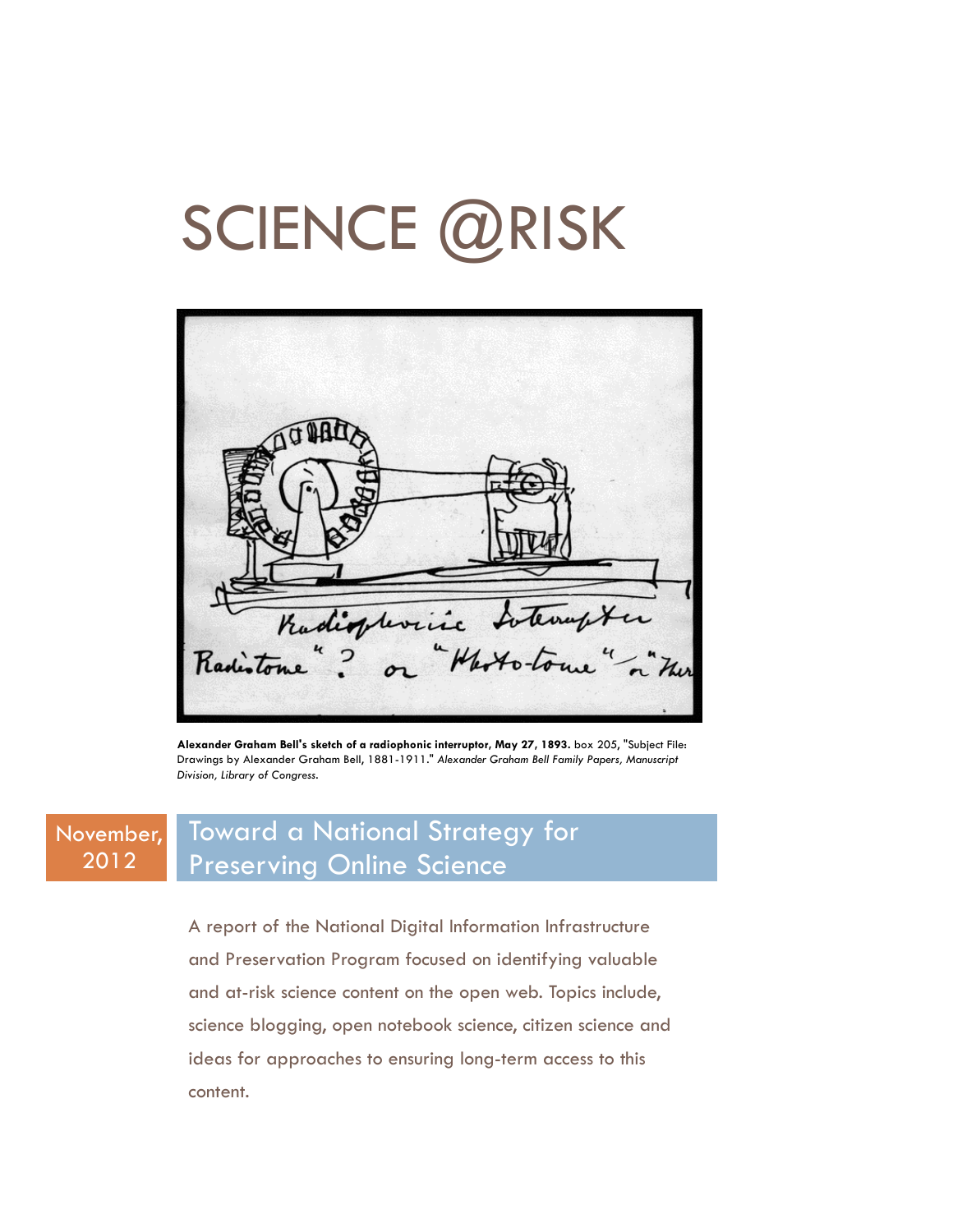# SCIENCE @RISK

**Alexander Graham Bell's sketch of a radiophonic interruptor, May 27, 1893.** box 205, "Subject File: Drawings by Alexander Graham Bell, 1881-1911." *Alexander Graham Bell Family Papers, Manuscript Division, Library of Congress.*

November, 2012

## Toward a National Strategy for Preserving Online Science

A report of the National Digital Information Infrastructure and Preservation Program focused on identifying valuable and at-risk science content on the open web. Topics include, science blogging, open notebook science, citizen science and ideas for approaches to ensuring long-term access to this content.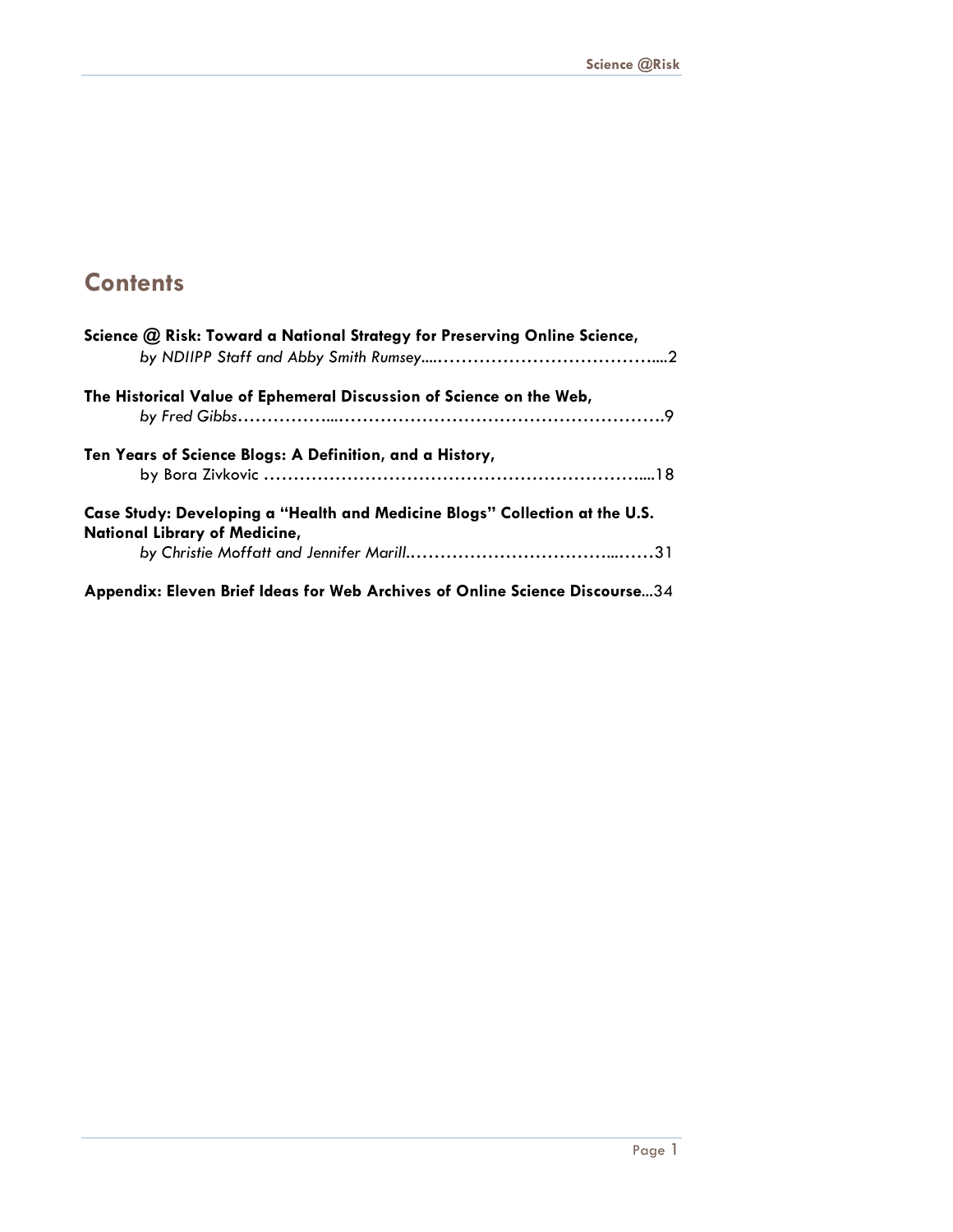## Contents

**Science @ Risk: Toward a National Strategy for Preserving Online Science,**
*by NDIIPP Staff and Abby Smith Rumsey*....……………………………….....2

**The Historical Value of Ephemeral Discussion of Science on the Web,**
*by Fred Gibbs*……………....……………………………………………….9

**Ten Years of Science Blogs: A Definition, and a History,**
by Bora Zivkovic ………………………………………………………....18

**Case Study: Developing a "Health and Medicine Blogs" Collection at the U.S. National Library of Medicine,**
*by Christie Moffatt and Jennifer Marill*.……………………………...……31

**Appendix: Eleven Brief Ideas for Web Archives of Online Science Discourse**...34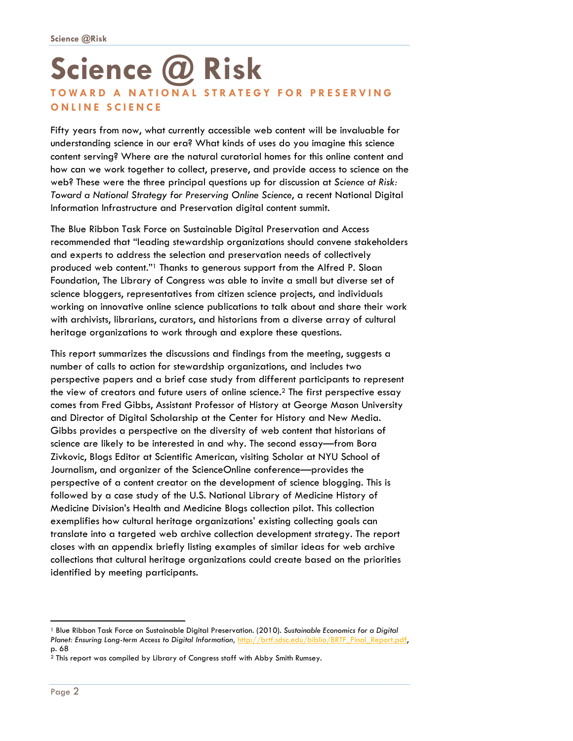# Science @ Risk

## TOWARD A NATIONAL STRATEGY FOR PRESERVING ONLINE SCIENCE

Fifty years from now, what currently accessible web content will be invaluable for understanding science in our era? What kinds of uses do you imagine this science content serving? Where are the natural curatorial homes for this online content and how can we work together to collect, preserve, and provide access to science on the web? These were the three principal questions up for discussion at *Science at Risk: Toward a National Strategy for Preserving Online Science*, a recent National Digital Information Infrastructure and Preservation digital content summit.

The Blue Ribbon Task Force on Sustainable Digital Preservation and Access recommended that "leading stewardship organizations should convene stakeholders and experts to address the selection and preservation needs of collectively produced web content."[1] Thanks to generous support from the Alfred P. Sloan Foundation, The Library of Congress was able to invite a small but diverse set of science bloggers, representatives from citizen science projects, and individuals working on innovative online science publications to talk about and share their work with archivists, librarians, curators, and historians from a diverse array of cultural heritage organizations to work through and explore these questions.

This report summarizes the discussions and findings from the meeting, suggests a number of calls to action for stewardship organizations, and includes two perspective papers and a brief case study from different participants to represent the view of creators and future users of online science.[2] The first perspective essay comes from Fred Gibbs, Assistant Professor of History at George Mason University and Director of Digital Scholarship at the Center for History and New Media. Gibbs provides a perspective on the diversity of web content that historians of science are likely to be interested in and why. The second essay—from Bora Zivkovic, Blogs Editor at Scientific American, visiting Scholar at NYU School of Journalism, and organizer of the ScienceOnline conference—provides the perspective of a content creator on the development of science blogging. This is followed by a case study of the U.S. National Library of Medicine History of Medicine Division's Health and Medicine Blogs collection pilot. This collection exemplifies how cultural heritage organizations' existing collecting goals can translate into a targeted web archive collection development strategy. The report closes with an appendix briefly listing examples of similar ideas for web archive collections that cultural heritage organizations could create based on the priorities identified by meeting participants.

---

[1] Blue Ribbon Task Force on Sustainable Digital Preservation. (2010). *Sustainable Economics for a Digital Planet: Ensuring Long-term Access to Digital Information*, http://brtf.sdsc.edu/biblio/BRTF_Final_Report.pdf, p. 68

[2] This report was compiled by Library of Congress staff with Abby Smith Rumsey.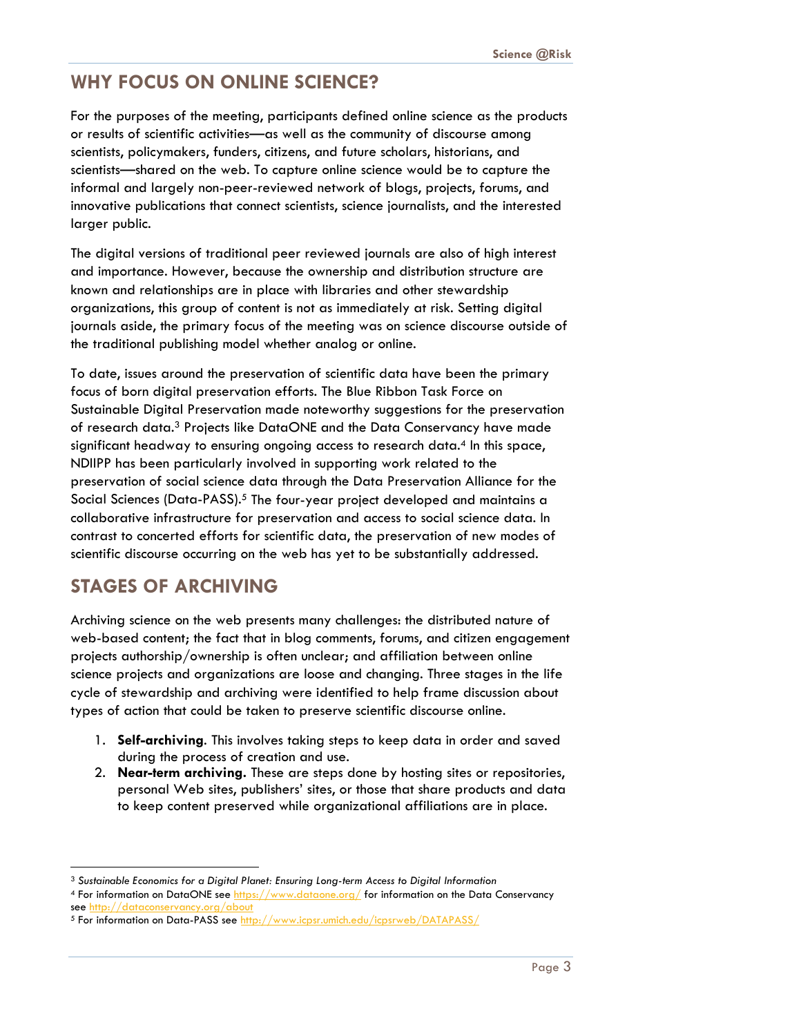## WHY FOCUS ON ONLINE SCIENCE?

For the purposes of the meeting, participants defined online science as the products or results of scientific activities—as well as the community of discourse among scientists, policymakers, funders, citizens, and future scholars, historians, and scientists—shared on the web. To capture online science would be to capture the informal and largely non-peer-reviewed network of blogs, projects, forums, and innovative publications that connect scientists, science journalists, and the interested larger public.

The digital versions of traditional peer reviewed journals are also of high interest and importance. However, because the ownership and distribution structure are known and relationships are in place with libraries and other stewardship organizations, this group of content is not as immediately at risk. Setting digital journals aside, the primary focus of the meeting was on science discourse outside of the traditional publishing model whether analog or online.

To date, issues around the preservation of scientific data have been the primary focus of born digital preservation efforts. The Blue Ribbon Task Force on Sustainable Digital Preservation made noteworthy suggestions for the preservation of research data.[3] Projects like DataONE and the Data Conservancy have made significant headway to ensuring ongoing access to research data.[4] In this space, NDIIPP has been particularly involved in supporting work related to the preservation of social science data through the Data Preservation Alliance for the Social Sciences (Data-PASS).[5] The four-year project developed and maintains a collaborative infrastructure for preservation and access to social science data. In contrast to concerted efforts for scientific data, the preservation of new modes of scientific discourse occurring on the web has yet to be substantially addressed.

## STAGES OF ARCHIVING

Archiving science on the web presents many challenges: the distributed nature of web-based content; the fact that in blog comments, forums, and citizen engagement projects authorship/ownership is often unclear; and affiliation between online science projects and organizations are loose and changing. Three stages in the life cycle of stewardship and archiving were identified to help frame discussion about types of action that could be taken to preserve scientific discourse online.

1. **Self-archiving**. This involves taking steps to keep data in order and saved during the process of creation and use.
2. **Near-term archiving.** These are steps done by hosting sites or repositories, personal Web sites, publishers' sites, or those that share products and data to keep content preserved while organizational affiliations are in place.

---

[3] *Sustainable Economics for a Digital Planet: Ensuring Long-term Access to Digital Information*

[4] For information on DataONE see https://www.dataone.org/ for information on the Data Conservancy see http://dataconservancy.org/about

[5] For information on Data-PASS see http://www.icpsr.umich.edu/icpsrweb/DATAPASS/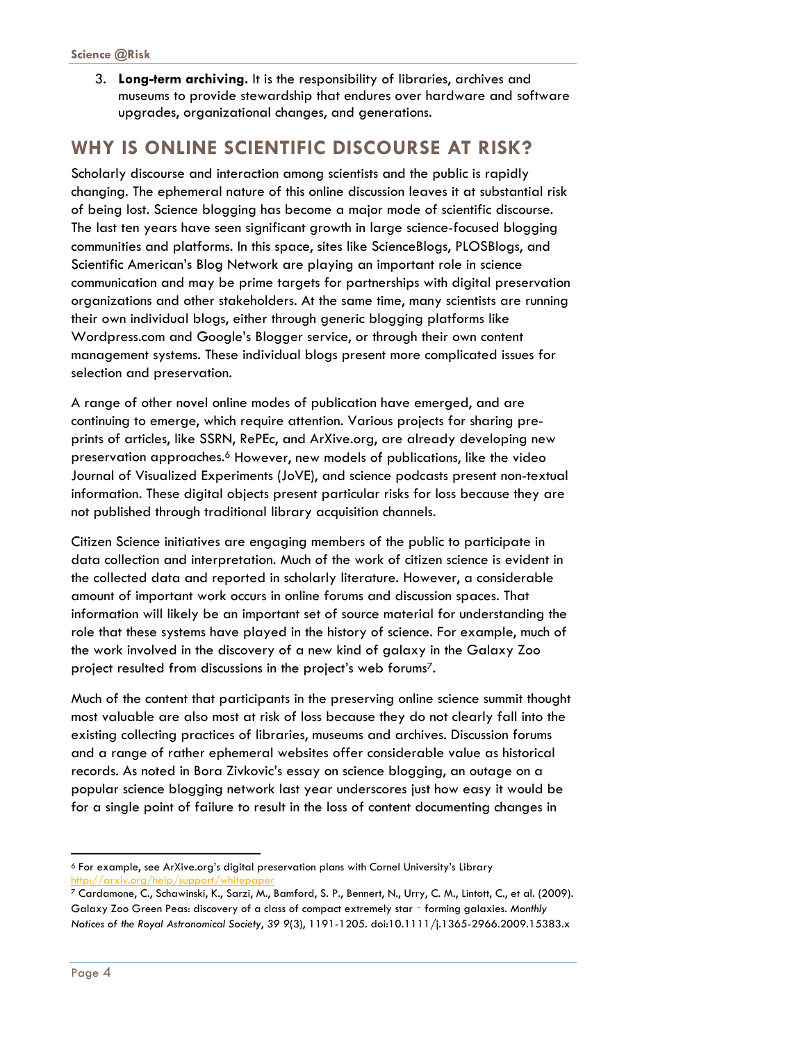3. **Long-term archiving.** It is the responsibility of libraries, archives and museums to provide stewardship that endures over hardware and software upgrades, organizational changes, and generations.

## WHY IS ONLINE SCIENTIFIC DISCOURSE AT RISK?

Scholarly discourse and interaction among scientists and the public is rapidly changing. The ephemeral nature of this online discussion leaves it at substantial risk of being lost. Science blogging has become a major mode of scientific discourse. The last ten years have seen significant growth in large science-focused blogging communities and platforms. In this space, sites like ScienceBlogs, PLOSBlogs, and Scientific American's Blog Network are playing an important role in science communication and may be prime targets for partnerships with digital preservation organizations and other stakeholders. At the same time, many scientists are running their own individual blogs, either through generic blogging platforms like Wordpress.com and Google's Blogger service, or through their own content management systems. These individual blogs present more complicated issues for selection and preservation.

A range of other novel online modes of publication have emerged, and are continuing to emerge, which require attention. Various projects for sharing pre-prints of articles, like SSRN, RePEc, and ArXive.org, are already developing new preservation approaches.[6] However, new models of publications, like the video Journal of Visualized Experiments (JoVE), and science podcasts present non-textual information. These digital objects present particular risks for loss because they are not published through traditional library acquisition channels.

Citizen Science initiatives are engaging members of the public to participate in data collection and interpretation. Much of the work of citizen science is evident in the collected data and reported in scholarly literature. However, a considerable amount of important work occurs in online forums and discussion spaces. That information will likely be an important set of source material for understanding the role that these systems have played in the history of science. For example, much of the work involved in the discovery of a new kind of galaxy in the Galaxy Zoo project resulted from discussions in the project's web forums[7].

Much of the content that participants in the preserving online science summit thought most valuable are also most at risk of loss because they do not clearly fall into the existing collecting practices of libraries, museums and archives. Discussion forums and a range of rather ephemeral websites offer considerable value as historical records. As noted in Bora Zivkovic's essay on science blogging, an outage on a popular science blogging network last year underscores just how easy it would be for a single point of failure to result in the loss of content documenting changes in

---

[6] For example, see ArXive.org's digital preservation plans with Cornel University's Library http://arxiv.org/help/support/whitepaper

[7] Cardamone, C., Schawinski, K., Sarzi, M., Bamford, S. P., Bennert, N., Urry, C. M., Lintott, C., et al. (2009). Galaxy Zoo Green Peas: discovery of a class of compact extremely star‐forming galaxies. *Monthly Notices of the Royal Astronomical Society*, *39 9*(3), 1191-1205. doi:10.1111/j.1365-2966.2009.15383.x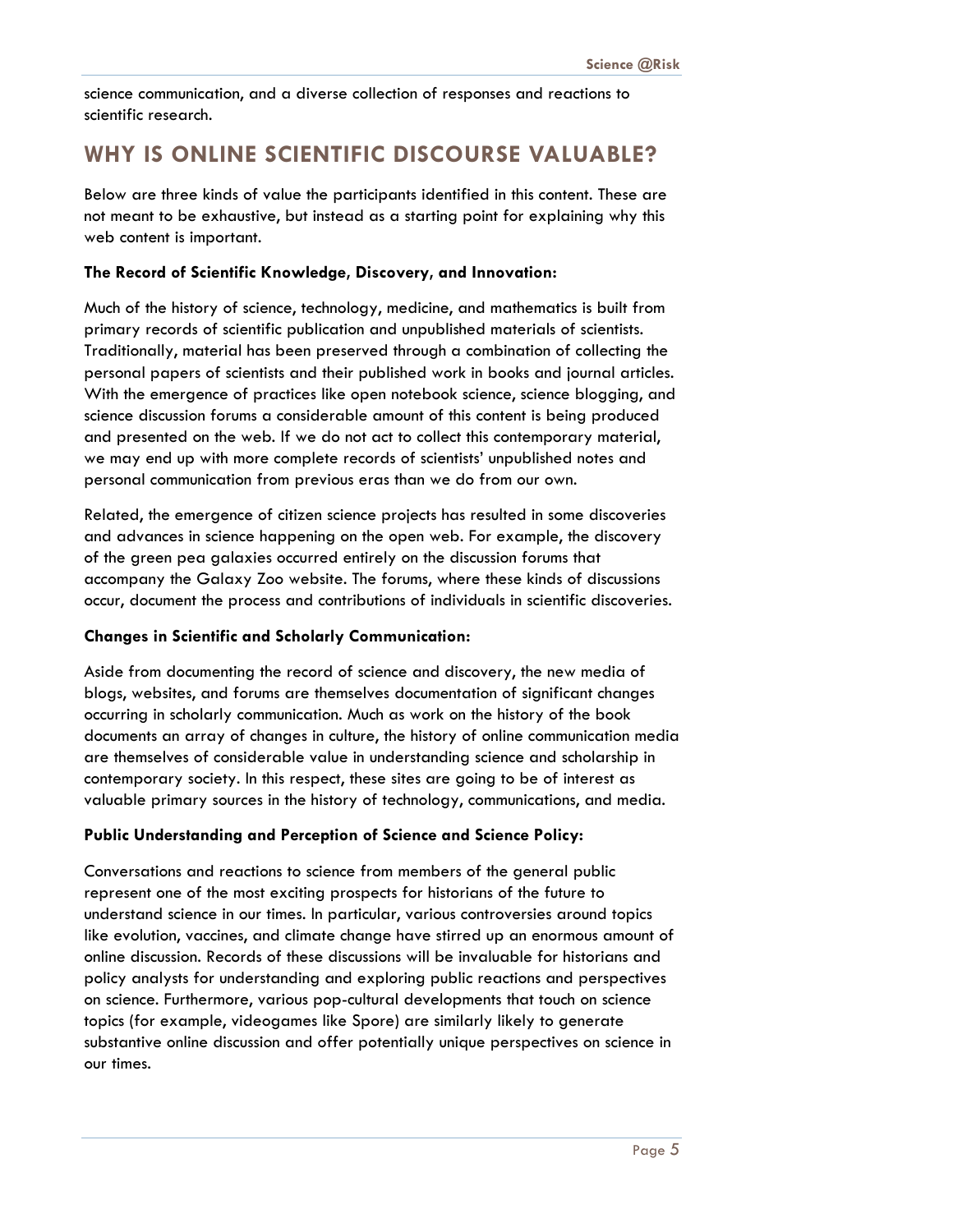science communication, and a diverse collection of responses and reactions to scientific research.

## WHY IS ONLINE SCIENTIFIC DISCOURSE VALUABLE?

Below are three kinds of value the participants identified in this content. These are not meant to be exhaustive, but instead as a starting point for explaining why this web content is important.

**The Record of Scientific Knowledge, Discovery, and Innovation:**

Much of the history of science, technology, medicine, and mathematics is built from primary records of scientific publication and unpublished materials of scientists. Traditionally, material has been preserved through a combination of collecting the personal papers of scientists and their published work in books and journal articles. With the emergence of practices like open notebook science, science blogging, and science discussion forums a considerable amount of this content is being produced and presented on the web. If we do not act to collect this contemporary material, we may end up with more complete records of scientists' unpublished notes and personal communication from previous eras than we do from our own.

Related, the emergence of citizen science projects has resulted in some discoveries and advances in science happening on the open web. For example, the discovery of the green pea galaxies occurred entirely on the discussion forums that accompany the Galaxy Zoo website. The forums, where these kinds of discussions occur, document the process and contributions of individuals in scientific discoveries.

**Changes in Scientific and Scholarly Communication:**

Aside from documenting the record of science and discovery, the new media of blogs, websites, and forums are themselves documentation of significant changes occurring in scholarly communication. Much as work on the history of the book documents an array of changes in culture, the history of online communication media are themselves of considerable value in understanding science and scholarship in contemporary society. In this respect, these sites are going to be of interest as valuable primary sources in the history of technology, communications, and media.

**Public Understanding and Perception of Science and Science Policy:**

Conversations and reactions to science from members of the general public represent one of the most exciting prospects for historians of the future to understand science in our times. In particular, various controversies around topics like evolution, vaccines, and climate change have stirred up an enormous amount of online discussion. Records of these discussions will be invaluable for historians and policy analysts for understanding and exploring public reactions and perspectives on science. Furthermore, various pop-cultural developments that touch on science topics (for example, videogames like Spore) are similarly likely to generate substantive online discussion and offer potentially unique perspectives on science in our times.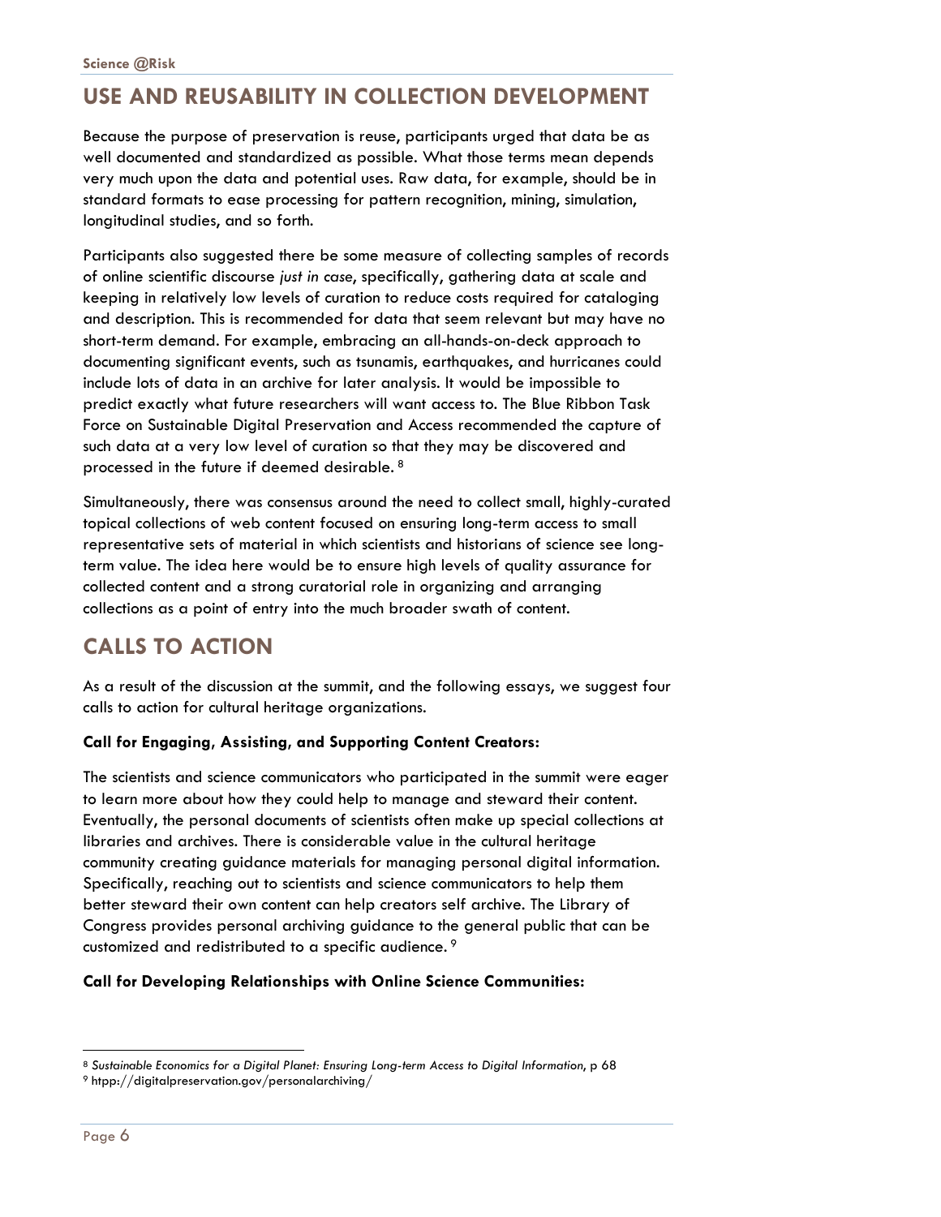## USE AND REUSABILITY IN COLLECTION DEVELOPMENT

Because the purpose of preservation is reuse, participants urged that data be as well documented and standardized as possible. What those terms mean depends very much upon the data and potential uses. Raw data, for example, should be in standard formats to ease processing for pattern recognition, mining, simulation, longitudinal studies, and so forth.

Participants also suggested there be some measure of collecting samples of records of online scientific discourse *just in case*, specifically, gathering data at scale and keeping in relatively low levels of curation to reduce costs required for cataloging and description. This is recommended for data that seem relevant but may have no short-term demand. For example, embracing an all-hands-on-deck approach to documenting significant events, such as tsunamis, earthquakes, and hurricanes could include lots of data in an archive for later analysis. It would be impossible to predict exactly what future researchers will want access to. The Blue Ribbon Task Force on Sustainable Digital Preservation and Access recommended the capture of such data at a very low level of curation so that they may be discovered and processed in the future if deemed desirable. [8]

Simultaneously, there was consensus around the need to collect small, highly-curated topical collections of web content focused on ensuring long-term access to small representative sets of material in which scientists and historians of science see long-term value. The idea here would be to ensure high levels of quality assurance for collected content and a strong curatorial role in organizing and arranging collections as a point of entry into the much broader swath of content.

## CALLS TO ACTION

As a result of the discussion at the summit, and the following essays, we suggest four calls to action for cultural heritage organizations.

**Call for Engaging, Assisting, and Supporting Content Creators:**

The scientists and science communicators who participated in the summit were eager to learn more about how they could help to manage and steward their content. Eventually, the personal documents of scientists often make up special collections at libraries and archives. There is considerable value in the cultural heritage community creating guidance materials for managing personal digital information. Specifically, reaching out to scientists and science communicators to help them better steward their own content can help creators self archive. The Library of Congress provides personal archiving guidance to the general public that can be customized and redistributed to a specific audience. [9]

**Call for Developing Relationships with Online Science Communities:**

---

[8] *Sustainable Economics for a Digital Planet: Ensuring Long-term Access to Digital Information*, p 68

[9] htpp://digitalpreservation.gov/personalarchiving/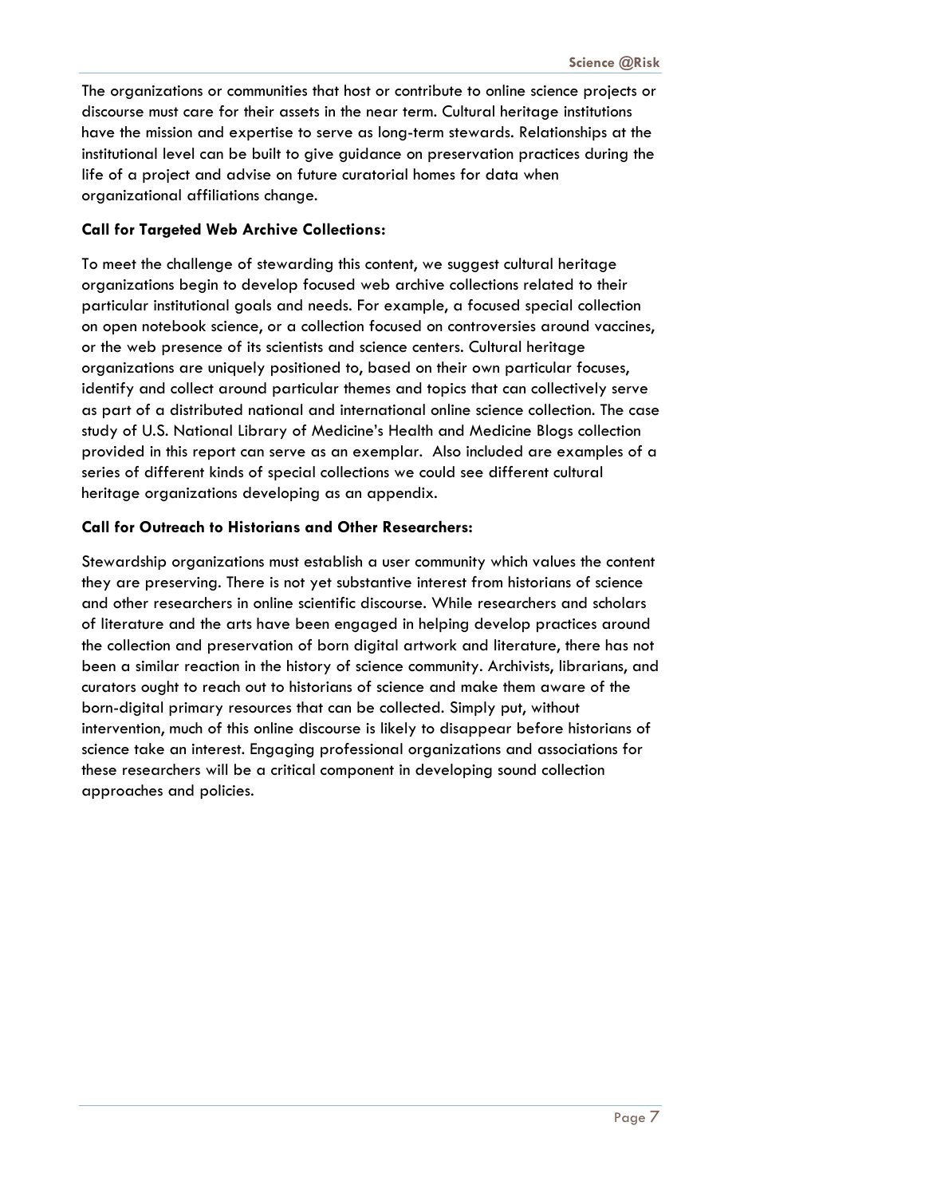The organizations or communities that host or contribute to online science projects or discourse must care for their assets in the near term. Cultural heritage institutions have the mission and expertise to serve as long-term stewards. Relationships at the institutional level can be built to give guidance on preservation practices during the life of a project and advise on future curatorial homes for data when organizational affiliations change.

**Call for Targeted Web Archive Collections:**

To meet the challenge of stewarding this content, we suggest cultural heritage organizations begin to develop focused web archive collections related to their particular institutional goals and needs. For example, a focused special collection on open notebook science, or a collection focused on controversies around vaccines, or the web presence of its scientists and science centers. Cultural heritage organizations are uniquely positioned to, based on their own particular focuses, identify and collect around particular themes and topics that can collectively serve as part of a distributed national and international online science collection. The case study of U.S. National Library of Medicine's Health and Medicine Blogs collection provided in this report can serve as an exemplar. Also included are examples of a series of different kinds of special collections we could see different cultural heritage organizations developing as an appendix.

**Call for Outreach to Historians and Other Researchers:**

Stewardship organizations must establish a user community which values the content they are preserving. There is not yet substantive interest from historians of science and other researchers in online scientific discourse. While researchers and scholars of literature and the arts have been engaged in helping develop practices around the collection and preservation of born digital artwork and literature, there has not been a similar reaction in the history of science community. Archivists, librarians, and curators ought to reach out to historians of science and make them aware of the born-digital primary resources that can be collected. Simply put, without intervention, much of this online discourse is likely to disappear before historians of science take an interest. Engaging professional organizations and associations for these researchers will be a critical component in developing sound collection approaches and policies.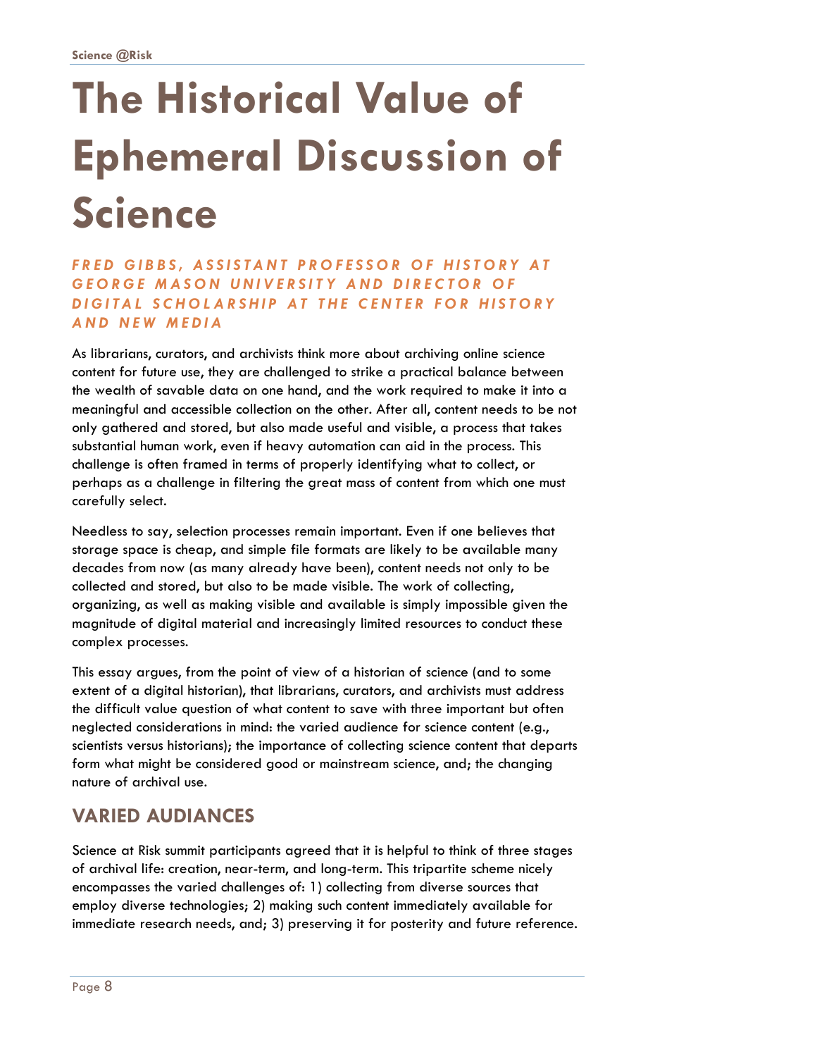# The Historical Value of Ephemeral Discussion of Science

***FRED GIBBS, ASSISTANT PROFESSOR OF HISTORY AT GEORGE MASON UNIVERSITY AND DIRECTOR OF DIGITAL SCHOLARSHIP AT THE CENTER FOR HISTORY AND NEW MEDIA***

As librarians, curators, and archivists think more about archiving online science content for future use, they are challenged to strike a practical balance between the wealth of savable data on one hand, and the work required to make it into a meaningful and accessible collection on the other. After all, content needs to be not only gathered and stored, but also made useful and visible, a process that takes substantial human work, even if heavy automation can aid in the process. This challenge is often framed in terms of properly identifying what to collect, or perhaps as a challenge in filtering the great mass of content from which one must carefully select.

Needless to say, selection processes remain important. Even if one believes that storage space is cheap, and simple file formats are likely to be available many decades from now (as many already have been), content needs not only to be collected and stored, but also to be made visible. The work of collecting, organizing, as well as making visible and available is simply impossible given the magnitude of digital material and increasingly limited resources to conduct these complex processes.

This essay argues, from the point of view of a historian of science (and to some extent of a digital historian), that librarians, curators, and archivists must address the difficult value question of what content to save with three important but often neglected considerations in mind: the varied audience for science content (e.g., scientists versus historians); the importance of collecting science content that departs form what might be considered good or mainstream science, and; the changing nature of archival use.

## VARIED AUDIANCES

Science at Risk summit participants agreed that it is helpful to think of three stages of archival life: creation, near-term, and long-term. This tripartite scheme nicely encompasses the varied challenges of: 1) collecting from diverse sources that employ diverse technologies; 2) making such content immediately available for immediate research needs, and; 3) preserving it for posterity and future reference.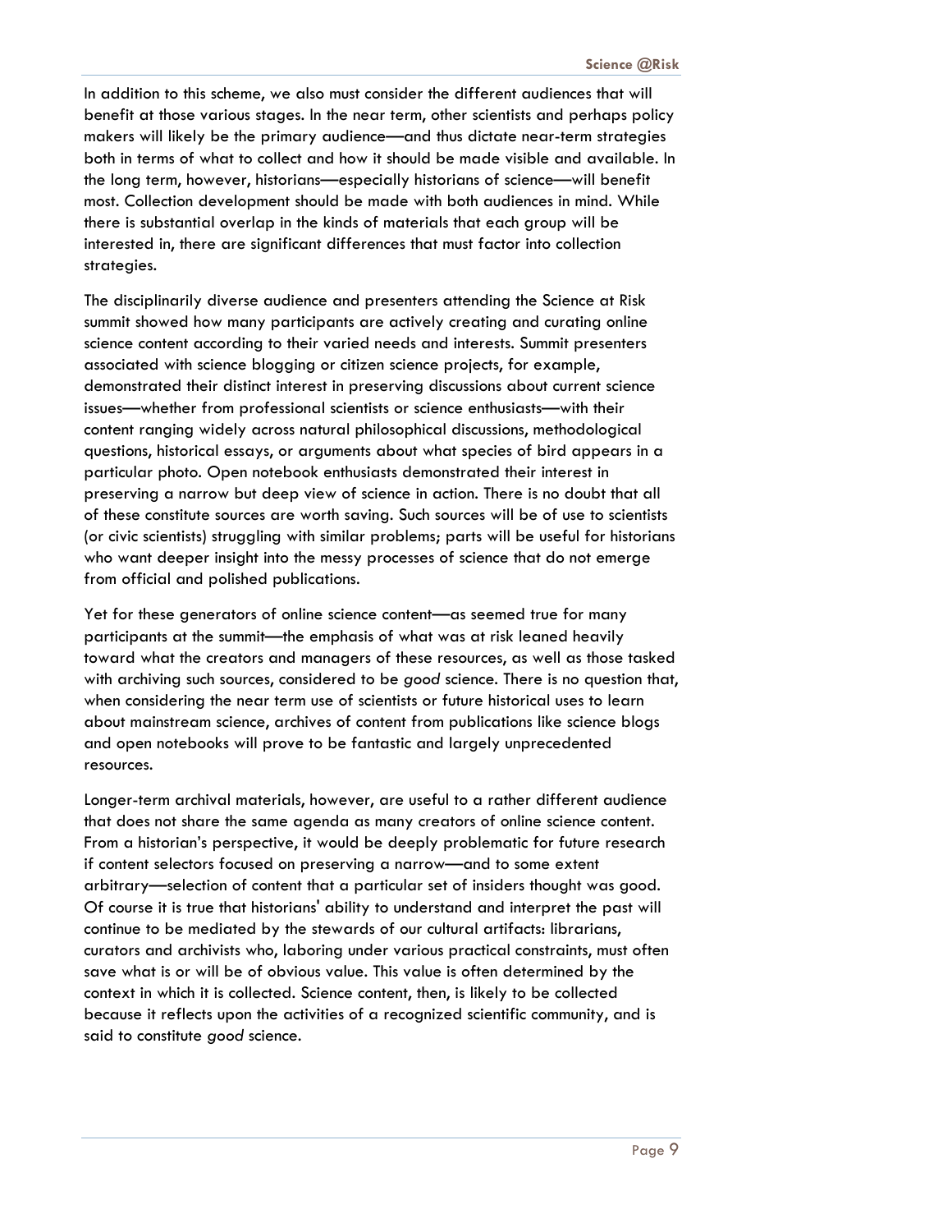In addition to this scheme, we also must consider the different audiences that will benefit at those various stages. In the near term, other scientists and perhaps policy makers will likely be the primary audience—and thus dictate near-term strategies both in terms of what to collect and how it should be made visible and available. In the long term, however, historians—especially historians of science—will benefit most. Collection development should be made with both audiences in mind. While there is substantial overlap in the kinds of materials that each group will be interested in, there are significant differences that must factor into collection strategies.

The disciplinarily diverse audience and presenters attending the Science at Risk summit showed how many participants are actively creating and curating online science content according to their varied needs and interests. Summit presenters associated with science blogging or citizen science projects, for example, demonstrated their distinct interest in preserving discussions about current science issues—whether from professional scientists or science enthusiasts—with their content ranging widely across natural philosophical discussions, methodological questions, historical essays, or arguments about what species of bird appears in a particular photo. Open notebook enthusiasts demonstrated their interest in preserving a narrow but deep view of science in action. There is no doubt that all of these constitute sources are worth saving. Such sources will be of use to scientists (or civic scientists) struggling with similar problems; parts will be useful for historians who want deeper insight into the messy processes of science that do not emerge from official and polished publications.

Yet for these generators of online science content—as seemed true for many participants at the summit—the emphasis of what was at risk leaned heavily toward what the creators and managers of these resources, as well as those tasked with archiving such sources, considered to be *good* science. There is no question that, when considering the near term use of scientists or future historical uses to learn about mainstream science, archives of content from publications like science blogs and open notebooks will prove to be fantastic and largely unprecedented resources.

Longer-term archival materials, however, are useful to a rather different audience that does not share the same agenda as many creators of online science content. From a historian's perspective, it would be deeply problematic for future research if content selectors focused on preserving a narrow—and to some extent arbitrary—selection of content that a particular set of insiders thought was good. Of course it is true that historians' ability to understand and interpret the past will continue to be mediated by the stewards of our cultural artifacts: librarians, curators and archivists who, laboring under various practical constraints, must often save what is or will be of obvious value. This value is often determined by the context in which it is collected. Science content, then, is likely to be collected because it reflects upon the activities of a recognized scientific community, and is said to constitute *good* science.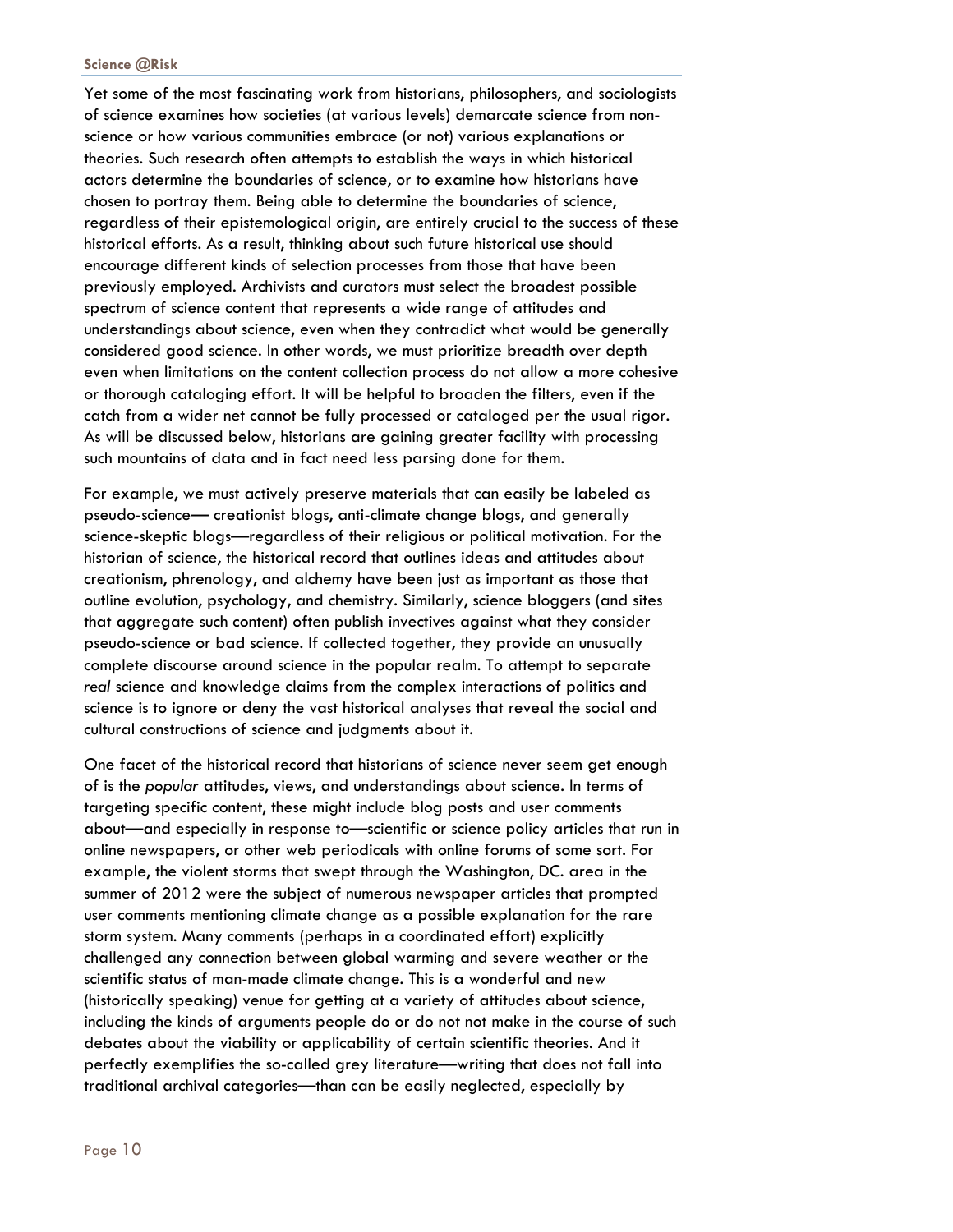Yet some of the most fascinating work from historians, philosophers, and sociologists of science examines how societies (at various levels) demarcate science from non-science or how various communities embrace (or not) various explanations or theories. Such research often attempts to establish the ways in which historical actors determine the boundaries of science, or to examine how historians have chosen to portray them. Being able to determine the boundaries of science, regardless of their epistemological origin, are entirely crucial to the success of these historical efforts. As a result, thinking about such future historical use should encourage different kinds of selection processes from those that have been previously employed. Archivists and curators must select the broadest possible spectrum of science content that represents a wide range of attitudes and understandings about science, even when they contradict what would be generally considered good science. In other words, we must prioritize breadth over depth even when limitations on the content collection process do not allow a more cohesive or thorough cataloging effort. It will be helpful to broaden the filters, even if the catch from a wider net cannot be fully processed or cataloged per the usual rigor. As will be discussed below, historians are gaining greater facility with processing such mountains of data and in fact need less parsing done for them.

For example, we must actively preserve materials that can easily be labeled as pseudo-science— creationist blogs, anti-climate change blogs, and generally science-skeptic blogs—regardless of their religious or political motivation. For the historian of science, the historical record that outlines ideas and attitudes about creationism, phrenology, and alchemy have been just as important as those that outline evolution, psychology, and chemistry. Similarly, science bloggers (and sites that aggregate such content) often publish invectives against what they consider pseudo-science or bad science. If collected together, they provide an unusually complete discourse around science in the popular realm. To attempt to separate *real* science and knowledge claims from the complex interactions of politics and science is to ignore or deny the vast historical analyses that reveal the social and cultural constructions of science and judgments about it.

One facet of the historical record that historians of science never seem get enough of is the *popular* attitudes, views, and understandings about science. In terms of targeting specific content, these might include blog posts and user comments about—and especially in response to—scientific or science policy articles that run in online newspapers, or other web periodicals with online forums of some sort. For example, the violent storms that swept through the Washington, DC. area in the summer of 2012 were the subject of numerous newspaper articles that prompted user comments mentioning climate change as a possible explanation for the rare storm system. Many comments (perhaps in a coordinated effort) explicitly challenged any connection between global warming and severe weather or the scientific status of man-made climate change. This is a wonderful and new (historically speaking) venue for getting at a variety of attitudes about science, including the kinds of arguments people do or do not not make in the course of such debates about the viability or applicability of certain scientific theories. And it perfectly exemplifies the so-called grey literature—writing that does not fall into traditional archival categories—than can be easily neglected, especially by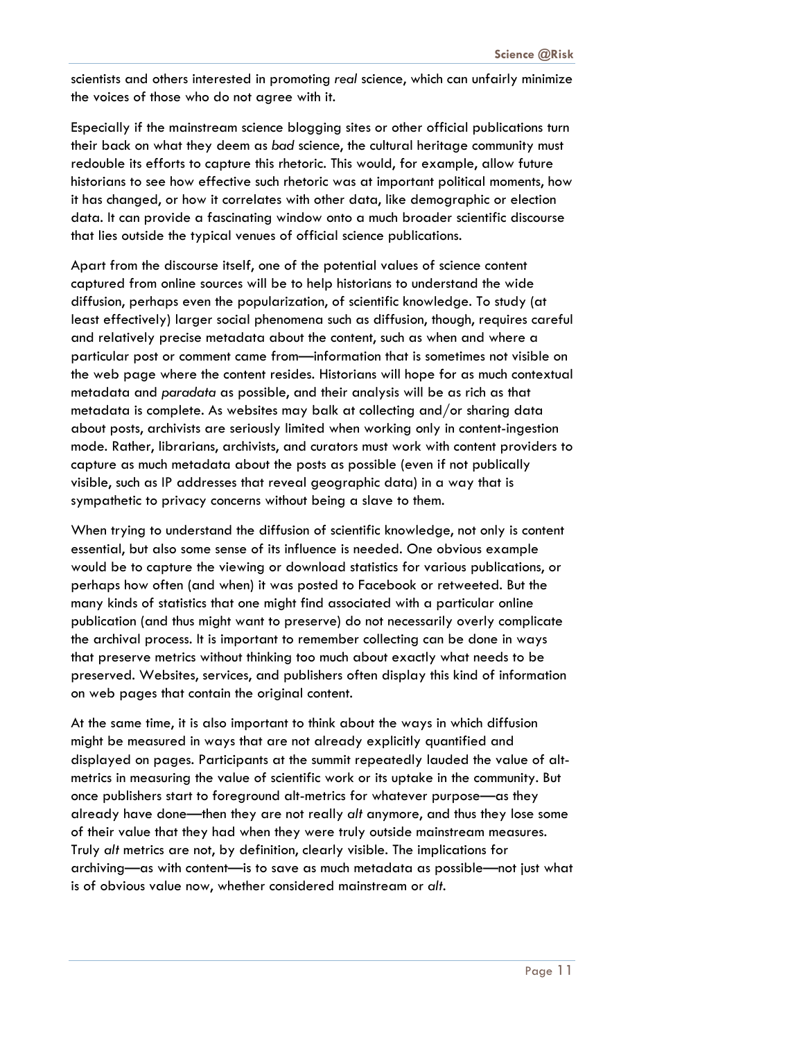scientists and others interested in promoting *real* science, which can unfairly minimize the voices of those who do not agree with it.

Especially if the mainstream science blogging sites or other official publications turn their back on what they deem as *bad* science, the cultural heritage community must redouble its efforts to capture this rhetoric. This would, for example, allow future historians to see how effective such rhetoric was at important political moments, how it has changed, or how it correlates with other data, like demographic or election data. It can provide a fascinating window onto a much broader scientific discourse that lies outside the typical venues of official science publications.

Apart from the discourse itself, one of the potential values of science content captured from online sources will be to help historians to understand the wide diffusion, perhaps even the popularization, of scientific knowledge. To study (at least effectively) larger social phenomena such as diffusion, though, requires careful and relatively precise metadata about the content, such as when and where a particular post or comment came from—information that is sometimes not visible on the web page where the content resides. Historians will hope for as much contextual metadata and *paradata* as possible, and their analysis will be as rich as that metadata is complete. As websites may balk at collecting and/or sharing data about posts, archivists are seriously limited when working only in content-ingestion mode. Rather, librarians, archivists, and curators must work with content providers to capture as much metadata about the posts as possible (even if not publically visible, such as IP addresses that reveal geographic data) in a way that is sympathetic to privacy concerns without being a slave to them.

When trying to understand the diffusion of scientific knowledge, not only is content essential, but also some sense of its influence is needed. One obvious example would be to capture the viewing or download statistics for various publications, or perhaps how often (and when) it was posted to Facebook or retweeted. But the many kinds of statistics that one might find associated with a particular online publication (and thus might want to preserve) do not necessarily overly complicate the archival process. It is important to remember collecting can be done in ways that preserve metrics without thinking too much about exactly what needs to be preserved. Websites, services, and publishers often display this kind of information on web pages that contain the original content.

At the same time, it is also important to think about the ways in which diffusion might be measured in ways that are not already explicitly quantified and displayed on pages. Participants at the summit repeatedly lauded the value of alt-metrics in measuring the value of scientific work or its uptake in the community. But once publishers start to foreground alt-metrics for whatever purpose—as they already have done—then they are not really *alt* anymore, and thus they lose some of their value that they had when they were truly outside mainstream measures. Truly *alt* metrics are not, by definition, clearly visible. The implications for archiving—as with content—is to save as much metadata as possible—not just what is of obvious value now, whether considered mainstream or *alt*.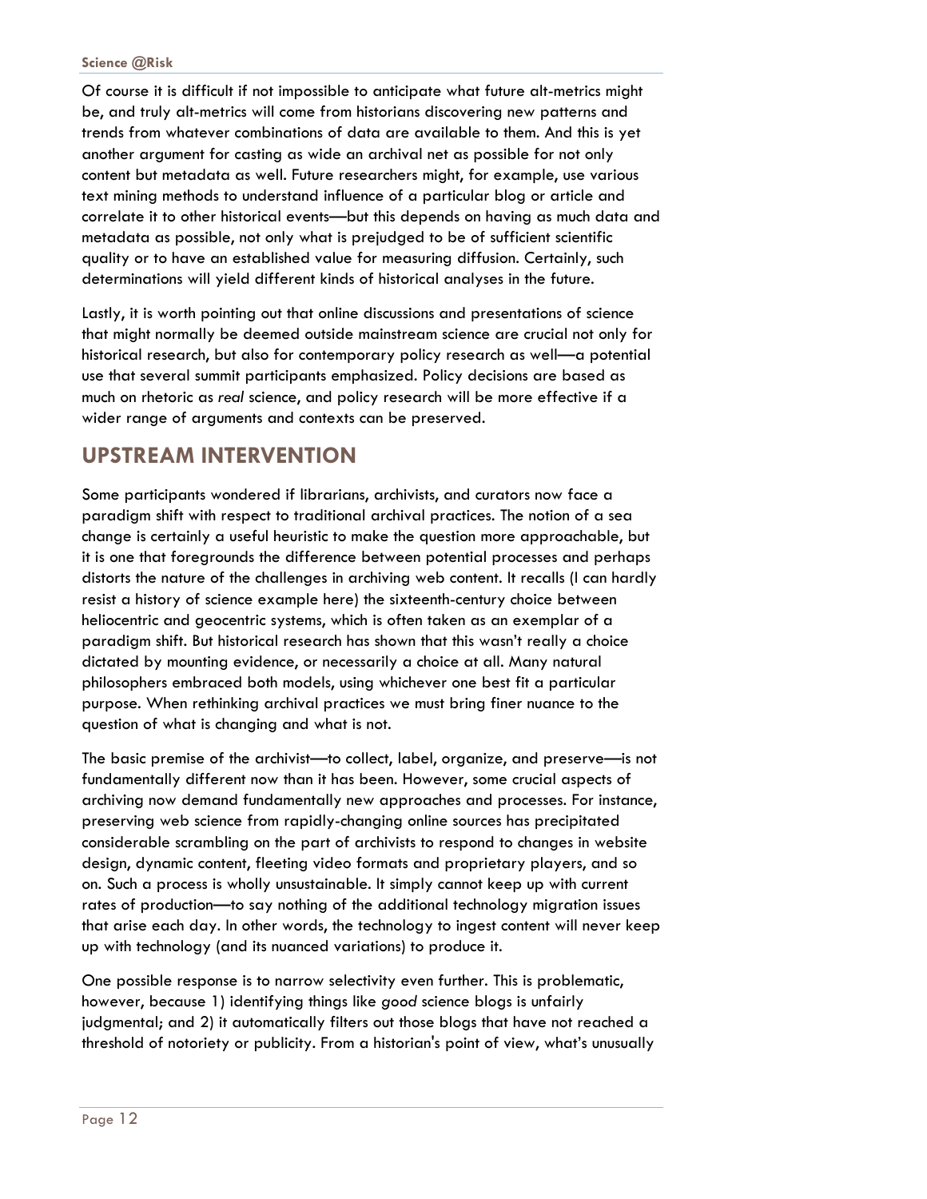Of course it is difficult if not impossible to anticipate what future alt-metrics might be, and truly alt-metrics will come from historians discovering new patterns and trends from whatever combinations of data are available to them. And this is yet another argument for casting as wide an archival net as possible for not only content but metadata as well. Future researchers might, for example, use various text mining methods to understand influence of a particular blog or article and correlate it to other historical events—but this depends on having as much data and metadata as possible, not only what is prejudged to be of sufficient scientific quality or to have an established value for measuring diffusion. Certainly, such determinations will yield different kinds of historical analyses in the future.

Lastly, it is worth pointing out that online discussions and presentations of science that might normally be deemed outside mainstream science are crucial not only for historical research, but also for contemporary policy research as well—a potential use that several summit participants emphasized. Policy decisions are based as much on rhetoric as *real* science, and policy research will be more effective if a wider range of arguments and contexts can be preserved.

## UPSTREAM INTERVENTION

Some participants wondered if librarians, archivists, and curators now face a paradigm shift with respect to traditional archival practices. The notion of a sea change is certainly a useful heuristic to make the question more approachable, but it is one that foregrounds the difference between potential processes and perhaps distorts the nature of the challenges in archiving web content. It recalls (I can hardly resist a history of science example here) the sixteenth-century choice between heliocentric and geocentric systems, which is often taken as an exemplar of a paradigm shift. But historical research has shown that this wasn't really a choice dictated by mounting evidence, or necessarily a choice at all. Many natural philosophers embraced both models, using whichever one best fit a particular purpose. When rethinking archival practices we must bring finer nuance to the question of what is changing and what is not.

The basic premise of the archivist—to collect, label, organize, and preserve—is not fundamentally different now than it has been. However, some crucial aspects of archiving now demand fundamentally new approaches and processes. For instance, preserving web science from rapidly-changing online sources has precipitated considerable scrambling on the part of archivists to respond to changes in website design, dynamic content, fleeting video formats and proprietary players, and so on. Such a process is wholly unsustainable. It simply cannot keep up with current rates of production—to say nothing of the additional technology migration issues that arise each day. In other words, the technology to ingest content will never keep up with technology (and its nuanced variations) to produce it.

One possible response is to narrow selectivity even further. This is problematic, however, because 1) identifying things like *good* science blogs is unfairly judgmental; and 2) it automatically filters out those blogs that have not reached a threshold of notoriety or publicity. From a historian's point of view, what's unusually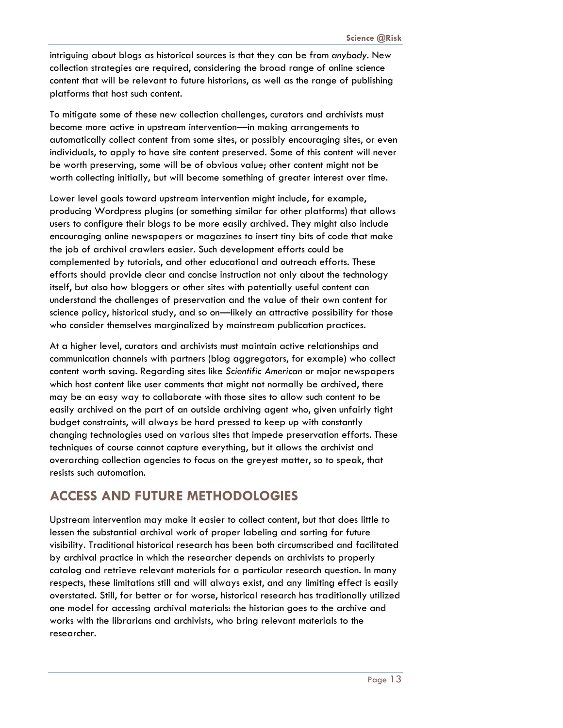intriguing about blogs as historical sources is that they can be from *anybody*. New collection strategies are required, considering the broad range of online science content that will be relevant to future historians, as well as the range of publishing platforms that host such content.

To mitigate some of these new collection challenges, curators and archivists must become more active in upstream intervention—in making arrangements to automatically collect content from some sites, or possibly encouraging sites, or even individuals, to apply to have site content preserved. Some of this content will never be worth preserving, some will be of obvious value; other content might not be worth collecting initially, but will become something of greater interest over time.

Lower level goals toward upstream intervention might include, for example, producing Wordpress plugins (or something similar for other platforms) that allows users to configure their blogs to be more easily archived. They might also include encouraging online newspapers or magazines to insert tiny bits of code that make the job of archival crawlers easier. Such development efforts could be complemented by tutorials, and other educational and outreach efforts. These efforts should provide clear and concise instruction not only about the technology itself, but also how bloggers or other sites with potentially useful content can understand the challenges of preservation and the value of their own content for science policy, historical study, and so on—likely an attractive possibility for those who consider themselves marginalized by mainstream publication practices.

At a higher level, curators and archivists must maintain active relationships and communication channels with partners (blog aggregators, for example) who collect content worth saving. Regarding sites like *Scientific American* or major newspapers which host content like user comments that might not normally be archived, there may be an easy way to collaborate with those sites to allow such content to be easily archived on the part of an outside archiving agent who, given unfairly tight budget constraints, will always be hard pressed to keep up with constantly changing technologies used on various sites that impede preservation efforts. These techniques of course cannot capture everything, but it allows the archivist and overarching collection agencies to focus on the greyest matter, so to speak, that resists such automation.

## ACCESS AND FUTURE METHODOLOGIES

Upstream intervention may make it easier to collect content, but that does little to lessen the substantial archival work of proper labeling and sorting for future visibility. Traditional historical research has been both circumscribed and facilitated by archival practice in which the researcher depends on archivists to properly catalog and retrieve relevant materials for a particular research question. In many respects, these limitations still and will always exist, and any limiting effect is easily overstated. Still, for better or for worse, historical research has traditionally utilized one model for accessing archival materials: the historian goes to the archive and works with the librarians and archivists, who bring relevant materials to the researcher.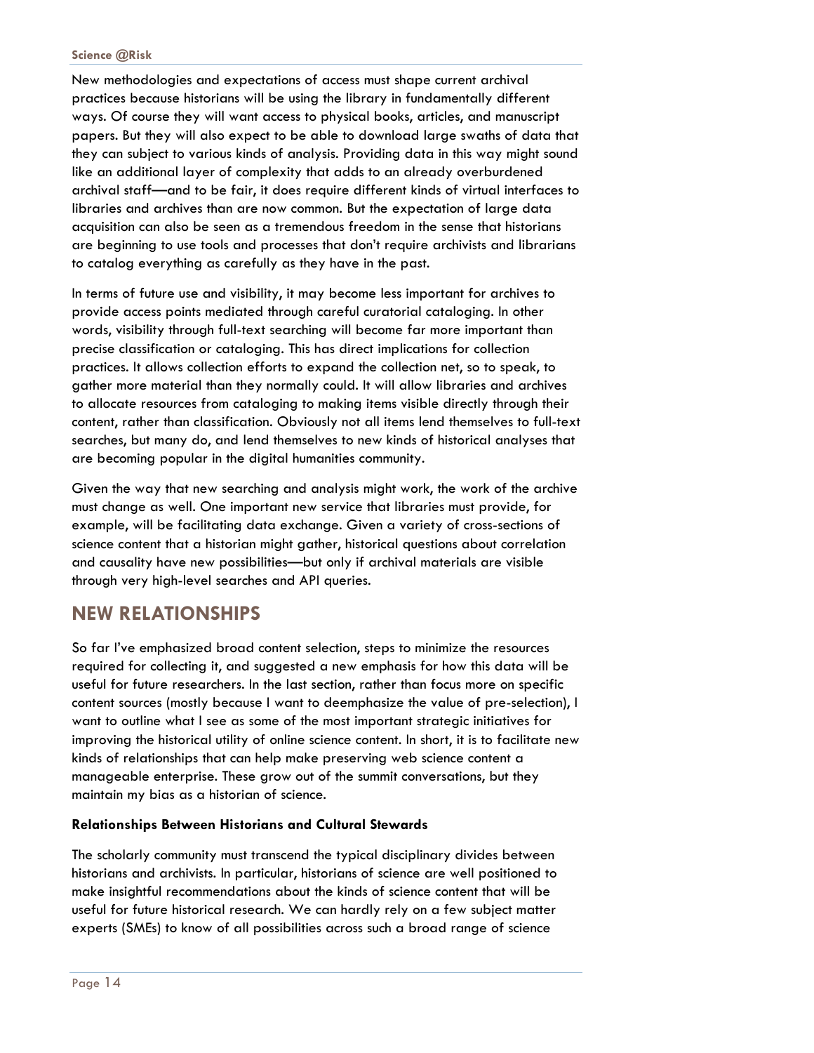New methodologies and expectations of access must shape current archival practices because historians will be using the library in fundamentally different ways. Of course they will want access to physical books, articles, and manuscript papers. But they will also expect to be able to download large swaths of data that they can subject to various kinds of analysis. Providing data in this way might sound like an additional layer of complexity that adds to an already overburdened archival staff—and to be fair, it does require different kinds of virtual interfaces to libraries and archives than are now common. But the expectation of large data acquisition can also be seen as a tremendous freedom in the sense that historians are beginning to use tools and processes that don't require archivists and librarians to catalog everything as carefully as they have in the past.

In terms of future use and visibility, it may become less important for archives to provide access points mediated through careful curatorial cataloging. In other words, visibility through full-text searching will become far more important than precise classification or cataloging. This has direct implications for collection practices. It allows collection efforts to expand the collection net, so to speak, to gather more material than they normally could. It will allow libraries and archives to allocate resources from cataloging to making items visible directly through their content, rather than classification. Obviously not all items lend themselves to full-text searches, but many do, and lend themselves to new kinds of historical analyses that are becoming popular in the digital humanities community.

Given the way that new searching and analysis might work, the work of the archive must change as well. One important new service that libraries must provide, for example, will be facilitating data exchange. Given a variety of cross-sections of science content that a historian might gather, historical questions about correlation and causality have new possibilities—but only if archival materials are visible through very high-level searches and API queries.

## NEW RELATIONSHIPS

So far I've emphasized broad content selection, steps to minimize the resources required for collecting it, and suggested a new emphasis for how this data will be useful for future researchers. In the last section, rather than focus more on specific content sources (mostly because I want to deemphasize the value of pre-selection), I want to outline what I see as some of the most important strategic initiatives for improving the historical utility of online science content. In short, it is to facilitate new kinds of relationships that can help make preserving web science content a manageable enterprise. These grow out of the summit conversations, but they maintain my bias as a historian of science.

### Relationships Between Historians and Cultural Stewards

The scholarly community must transcend the typical disciplinary divides between historians and archivists. In particular, historians of science are well positioned to make insightful recommendations about the kinds of science content that will be useful for future historical research. We can hardly rely on a few subject matter experts (SMEs) to know of all possibilities across such a broad range of science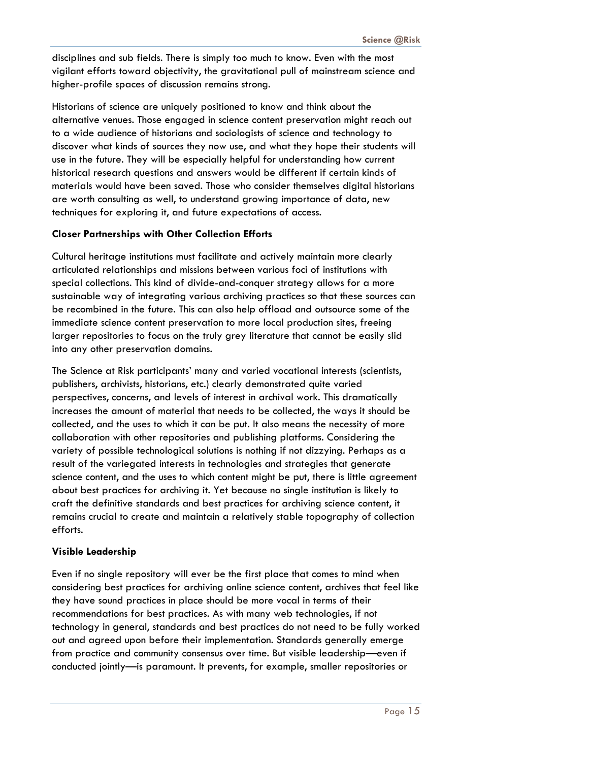disciplines and sub fields. There is simply too much to know. Even with the most vigilant efforts toward objectivity, the gravitational pull of mainstream science and higher-profile spaces of discussion remains strong.

Historians of science are uniquely positioned to know and think about the alternative venues. Those engaged in science content preservation might reach out to a wide audience of historians and sociologists of science and technology to discover what kinds of sources they now use, and what they hope their students will use in the future. They will be especially helpful for understanding how current historical research questions and answers would be different if certain kinds of materials would have been saved. Those who consider themselves digital historians are worth consulting as well, to understand growing importance of data, new techniques for exploring it, and future expectations of access.

**Closer Partnerships with Other Collection Efforts**

Cultural heritage institutions must facilitate and actively maintain more clearly articulated relationships and missions between various foci of institutions with special collections. This kind of divide-and-conquer strategy allows for a more sustainable way of integrating various archiving practices so that these sources can be recombined in the future. This can also help offload and outsource some of the immediate science content preservation to more local production sites, freeing larger repositories to focus on the truly grey literature that cannot be easily slid into any other preservation domains.

The Science at Risk participants' many and varied vocational interests (scientists, publishers, archivists, historians, etc.) clearly demonstrated quite varied perspectives, concerns, and levels of interest in archival work. This dramatically increases the amount of material that needs to be collected, the ways it should be collected, and the uses to which it can be put. It also means the necessity of more collaboration with other repositories and publishing platforms. Considering the variety of possible technological solutions is nothing if not dizzying. Perhaps as a result of the variegated interests in technologies and strategies that generate science content, and the uses to which content might be put, there is little agreement about best practices for archiving it. Yet because no single institution is likely to craft the definitive standards and best practices for archiving science content, it remains crucial to create and maintain a relatively stable topography of collection efforts.

**Visible Leadership**

Even if no single repository will ever be the first place that comes to mind when considering best practices for archiving online science content, archives that feel like they have sound practices in place should be more vocal in terms of their recommendations for best practices. As with many web technologies, if not technology in general, standards and best practices do not need to be fully worked out and agreed upon before their implementation. Standards generally emerge from practice and community consensus over time. But visible leadership—even if conducted jointly—is paramount. It prevents, for example, smaller repositories or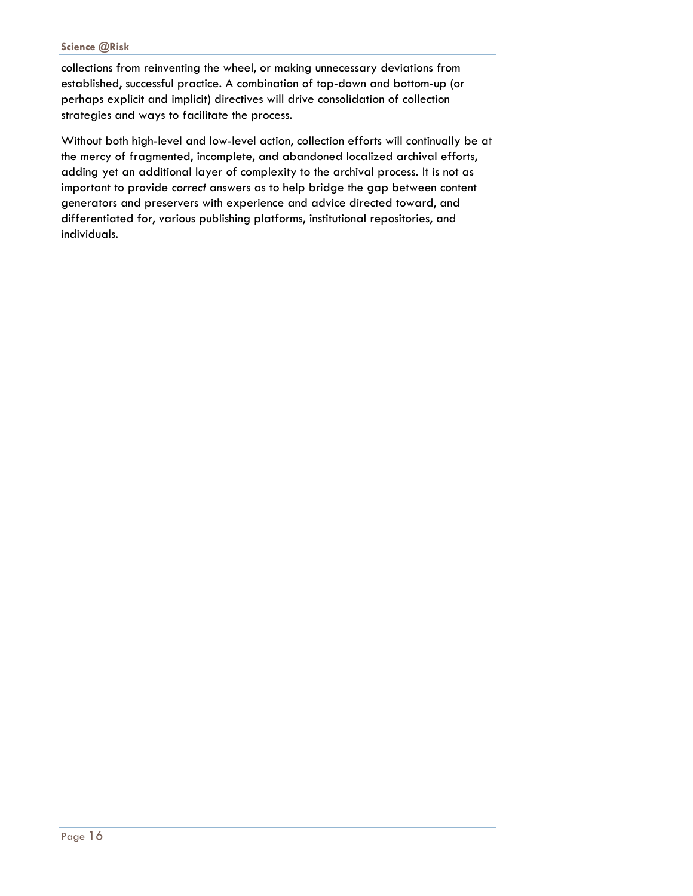collections from reinventing the wheel, or making unnecessary deviations from established, successful practice. A combination of top-down and bottom-up (or perhaps explicit and implicit) directives will drive consolidation of collection strategies and ways to facilitate the process.

Without both high-level and low-level action, collection efforts will continually be at the mercy of fragmented, incomplete, and abandoned localized archival efforts, adding yet an additional layer of complexity to the archival process. It is not as important to provide *correct* answers as to help bridge the gap between content generators and preservers with experience and advice directed toward, and differentiated for, various publishing platforms, institutional repositories, and individuals.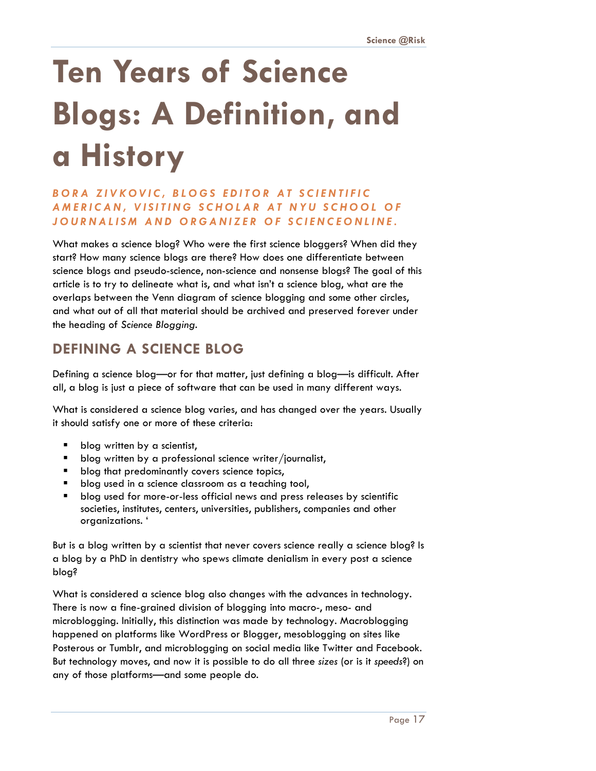# Ten Years of Science Blogs: A Definition, and a History

*BORA ZIVKOVIC, BLOGS EDITOR AT SCIENTIFIC AMERICAN, VISITING SCHOLAR AT NYU SCHOOL OF JOURNALISM AND ORGANIZER OF SCIENCEONLINE.*

What makes a science blog? Who were the first science bloggers? When did they start? How many science blogs are there? How does one differentiate between science blogs and pseudo-science, non-science and nonsense blogs? The goal of this article is to try to delineate what is, and what isn't a science blog, what are the overlaps between the Venn diagram of science blogging and some other circles, and what out of all that material should be archived and preserved forever under the heading of *Science Blogging*.

## DEFINING A SCIENCE BLOG

Defining a science blog—or for that matter, just defining a blog—is difficult. After all, a blog is just a piece of software that can be used in many different ways.

What is considered a science blog varies, and has changed over the years. Usually it should satisfy one or more of these criteria:

- blog written by a scientist,
- blog written by a professional science writer/journalist,
- blog that predominantly covers science topics,
- blog used in a science classroom as a teaching tool,
- blog used for more-or-less official news and press releases by scientific societies, institutes, centers, universities, publishers, companies and other organizations. '

But is a blog written by a scientist that never covers science really a science blog? Is a blog by a PhD in dentistry who spews climate denialism in every post a science blog?

What is considered a science blog also changes with the advances in technology. There is now a fine-grained division of blogging into macro-, meso- and microblogging. Initially, this distinction was made by technology. Macroblogging happened on platforms like WordPress or Blogger, mesoblogging on sites like Posterous or Tumblr, and microblogging on social media like Twitter and Facebook. But technology moves, and now it is possible to do all three *sizes* (or is it *speeds*?) on any of those platforms—and some people do.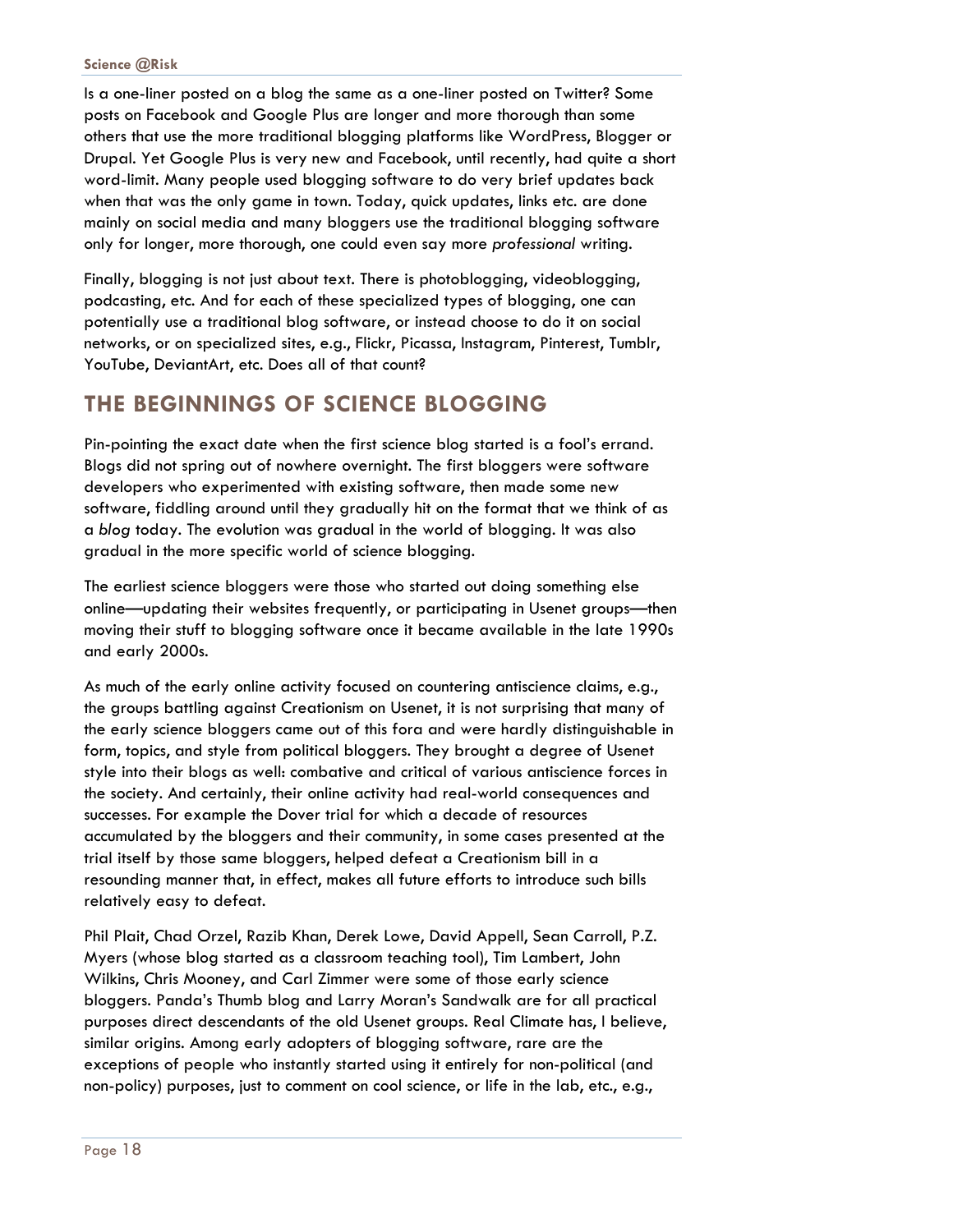Is a one-liner posted on a blog the same as a one-liner posted on Twitter? Some posts on Facebook and Google Plus are longer and more thorough than some others that use the more traditional blogging platforms like WordPress, Blogger or Drupal. Yet Google Plus is very new and Facebook, until recently, had quite a short word-limit. Many people used blogging software to do very brief updates back when that was the only game in town. Today, quick updates, links etc. are done mainly on social media and many bloggers use the traditional blogging software only for longer, more thorough, one could even say more *professional* writing.

Finally, blogging is not just about text. There is photoblogging, videoblogging, podcasting, etc. And for each of these specialized types of blogging, one can potentially use a traditional blog software, or instead choose to do it on social networks, or on specialized sites, e.g., Flickr, Picassa, Instagram, Pinterest, Tumblr, YouTube, DeviantArt, etc. Does all of that count?

## THE BEGINNINGS OF SCIENCE BLOGGING

Pin-pointing the exact date when the first science blog started is a fool's errand. Blogs did not spring out of nowhere overnight. The first bloggers were software developers who experimented with existing software, then made some new software, fiddling around until they gradually hit on the format that we think of as a *blog* today. The evolution was gradual in the world of blogging. It was also gradual in the more specific world of science blogging.

The earliest science bloggers were those who started out doing something else online—updating their websites frequently, or participating in Usenet groups—then moving their stuff to blogging software once it became available in the late 1990s and early 2000s.

As much of the early online activity focused on countering antiscience claims, e.g., the groups battling against Creationism on Usenet, it is not surprising that many of the early science bloggers came out of this fora and were hardly distinguishable in form, topics, and style from political bloggers. They brought a degree of Usenet style into their blogs as well: combative and critical of various antiscience forces in the society. And certainly, their online activity had real-world consequences and successes. For example the Dover trial for which a decade of resources accumulated by the bloggers and their community, in some cases presented at the trial itself by those same bloggers, helped defeat a Creationism bill in a resounding manner that, in effect, makes all future efforts to introduce such bills relatively easy to defeat.

Phil Plait, Chad Orzel, Razib Khan, Derek Lowe, David Appell, Sean Carroll, P.Z. Myers (whose blog started as a classroom teaching tool), Tim Lambert, John Wilkins, Chris Mooney, and Carl Zimmer were some of those early science bloggers. Panda's Thumb blog and Larry Moran's Sandwalk are for all practical purposes direct descendants of the old Usenet groups. Real Climate has, I believe, similar origins. Among early adopters of blogging software, rare are the exceptions of people who instantly started using it entirely for non-political (and non-policy) purposes, just to comment on cool science, or life in the lab, etc., e.g.,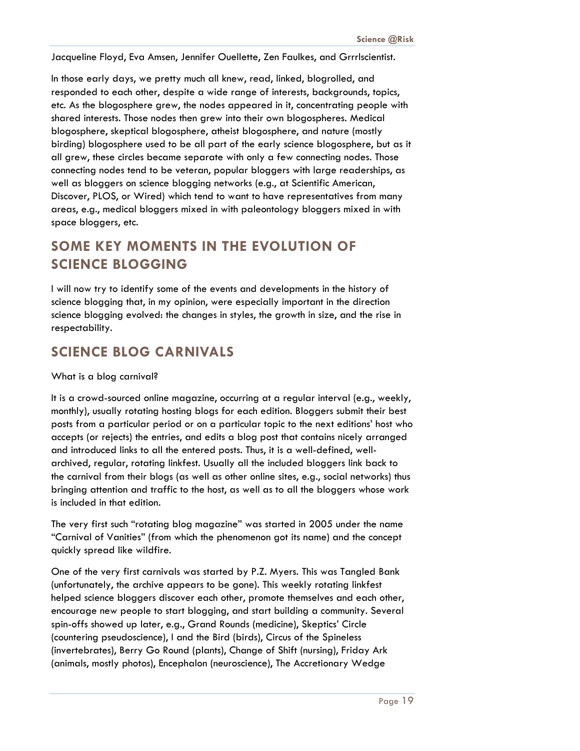Jacqueline Floyd, Eva Amsen, Jennifer Ouellette, Zen Faulkes, and Grrrlscientist.

In those early days, we pretty much all knew, read, linked, blogrolled, and responded to each other, despite a wide range of interests, backgrounds, topics, etc. As the blogosphere grew, the nodes appeared in it, concentrating people with shared interests. Those nodes then grew into their own blogospheres. Medical blogosphere, skeptical blogosphere, atheist blogosphere, and nature (mostly birding) blogosphere used to be all part of the early science blogosphere, but as it all grew, these circles became separate with only a few connecting nodes. Those connecting nodes tend to be veteran, popular bloggers with large readerships, as well as bloggers on science blogging networks (e.g., at Scientific American, Discover, PLOS, or Wired) which tend to want to have representatives from many areas, e.g., medical bloggers mixed in with paleontology bloggers mixed in with space bloggers, etc.

## SOME KEY MOMENTS IN THE EVOLUTION OF SCIENCE BLOGGING

I will now try to identify some of the events and developments in the history of science blogging that, in my opinion, were especially important in the direction science blogging evolved: the changes in styles, the growth in size, and the rise in respectability.

## SCIENCE BLOG CARNIVALS

What is a blog carnival?

It is a crowd-sourced online magazine, occurring at a regular interval (e.g., weekly, monthly), usually rotating hosting blogs for each edition. Bloggers submit their best posts from a particular period or on a particular topic to the next editions' host who accepts (or rejects) the entries, and edits a blog post that contains nicely arranged and introduced links to all the entered posts. Thus, it is a well-defined, well-archived, regular, rotating linkfest. Usually all the included bloggers link back to the carnival from their blogs (as well as other online sites, e.g., social networks) thus bringing attention and traffic to the host, as well as to all the bloggers whose work is included in that edition.

The very first such "rotating blog magazine" was started in 2005 under the name "Carnival of Vanities" (from which the phenomenon got its name) and the concept quickly spread like wildfire.

One of the very first carnivals was started by P.Z. Myers. This was Tangled Bank (unfortunately, the archive appears to be gone). This weekly rotating linkfest helped science bloggers discover each other, promote themselves and each other, encourage new people to start blogging, and start building a community. Several spin-offs showed up later, e.g., Grand Rounds (medicine), Skeptics' Circle (countering pseudoscience), I and the Bird (birds), Circus of the Spineless (invertebrates), Berry Go Round (plants), Change of Shift (nursing), Friday Ark (animals, mostly photos), Encephalon (neuroscience), The Accretionary Wedge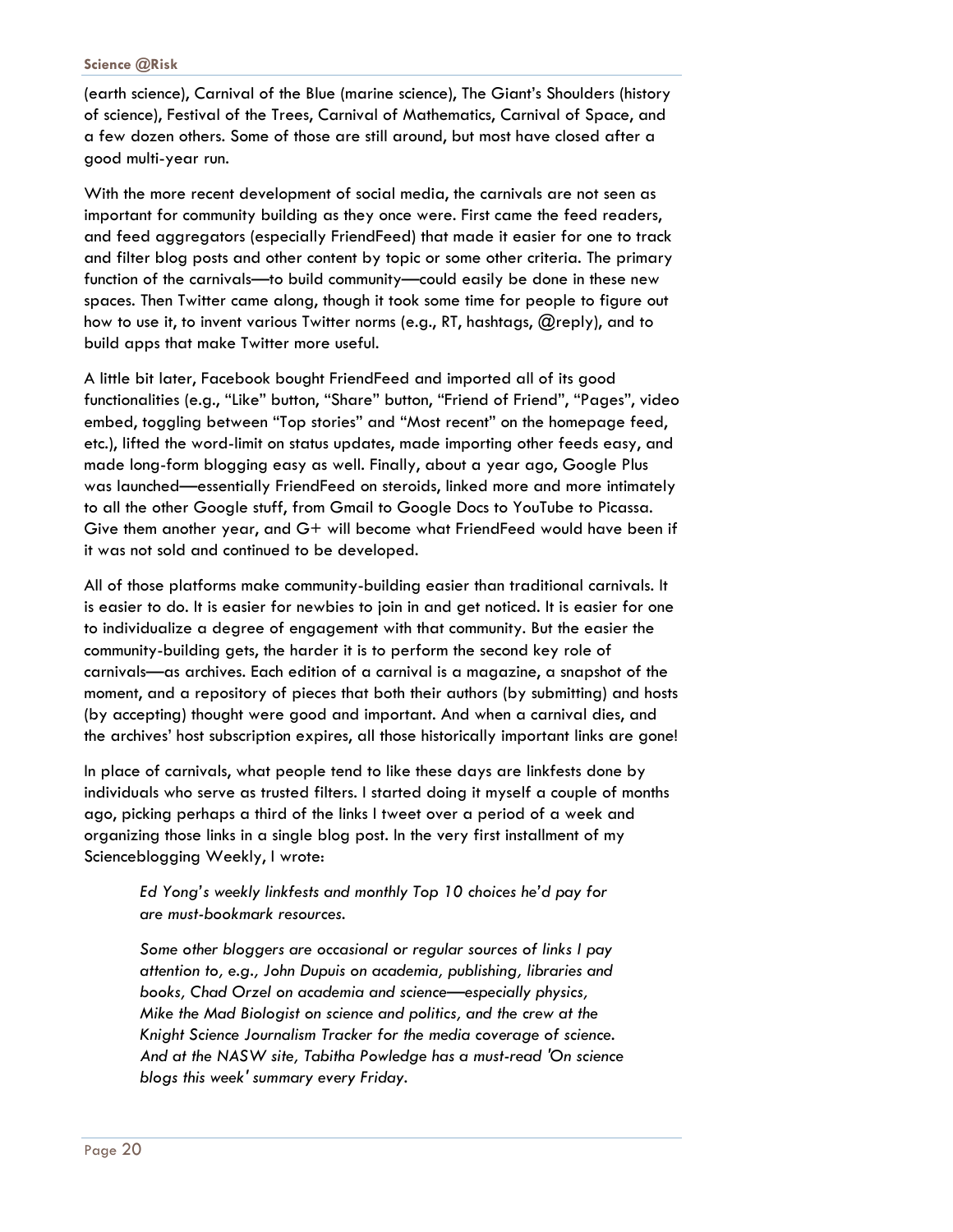(earth science), Carnival of the Blue (marine science), The Giant's Shoulders (history of science), Festival of the Trees, Carnival of Mathematics, Carnival of Space, and a few dozen others. Some of those are still around, but most have closed after a good multi-year run.

With the more recent development of social media, the carnivals are not seen as important for community building as they once were. First came the feed readers, and feed aggregators (especially FriendFeed) that made it easier for one to track and filter blog posts and other content by topic or some other criteria. The primary function of the carnivals—to build community—could easily be done in these new spaces. Then Twitter came along, though it took some time for people to figure out how to use it, to invent various Twitter norms (e.g., RT, hashtags, @reply), and to build apps that make Twitter more useful.

A little bit later, Facebook bought FriendFeed and imported all of its good functionalities (e.g., "Like" button, "Share" button, "Friend of Friend", "Pages", video embed, toggling between "Top stories" and "Most recent" on the homepage feed, etc.), lifted the word-limit on status updates, made importing other feeds easy, and made long-form blogging easy as well. Finally, about a year ago, Google Plus was launched—essentially FriendFeed on steroids, linked more and more intimately to all the other Google stuff, from Gmail to Google Docs to YouTube to Picassa. Give them another year, and G+ will become what FriendFeed would have been if it was not sold and continued to be developed.

All of those platforms make community-building easier than traditional carnivals. It is easier to do. It is easier for newbies to join in and get noticed. It is easier for one to individualize a degree of engagement with that community. But the easier the community-building gets, the harder it is to perform the second key role of carnivals—as archives. Each edition of a carnival is a magazine, a snapshot of the moment, and a repository of pieces that both their authors (by submitting) and hosts (by accepting) thought were good and important. And when a carnival dies, and the archives' host subscription expires, all those historically important links are gone!

In place of carnivals, what people tend to like these days are linkfests done by individuals who serve as trusted filters. I started doing it myself a couple of months ago, picking perhaps a third of the links I tweet over a period of a week and organizing those links in a single blog post. In the very first installment of my Scienceblogging Weekly, I wrote:

> *Ed Yong's weekly linkfests and monthly Top 10 choices he'd pay for are must-bookmark resources.*
>
> *Some other bloggers are occasional or regular sources of links I pay attention to, e.g., John Dupuis on academia, publishing, libraries and books, Chad Orzel on academia and science—especially physics, Mike the Mad Biologist on science and politics, and the crew at the Knight Science Journalism Tracker for the media coverage of science. And at the NASW site, Tabitha Powledge has a must-read 'On science blogs this week' summary every Friday.*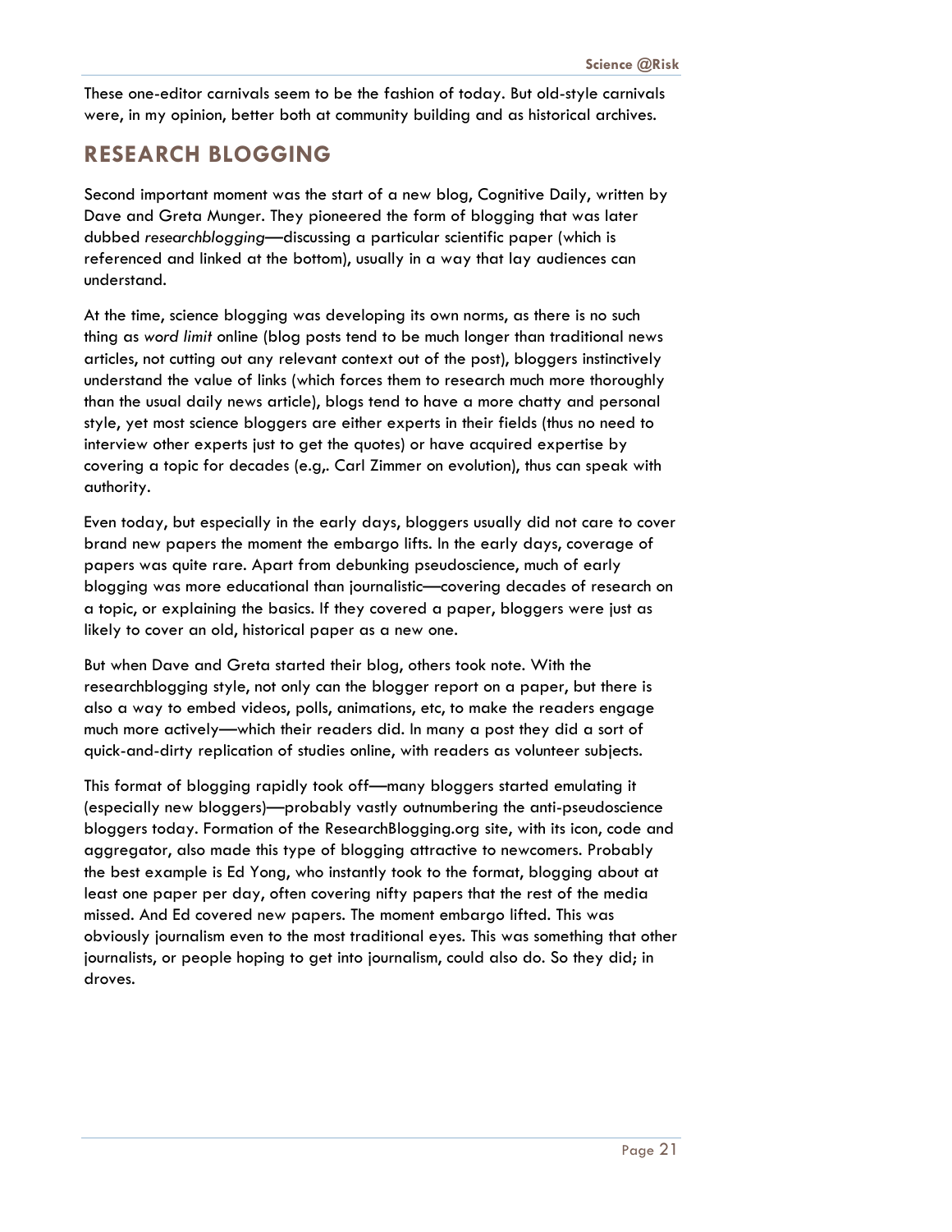These one-editor carnivals seem to be the fashion of today. But old-style carnivals were, in my opinion, better both at community building and as historical archives.

## RESEARCH BLOGGING

Second important moment was the start of a new blog, Cognitive Daily, written by Dave and Greta Munger. They pioneered the form of blogging that was later dubbed *researchblogging*—discussing a particular scientific paper (which is referenced and linked at the bottom), usually in a way that lay audiences can understand.

At the time, science blogging was developing its own norms, as there is no such thing as *word limit* online (blog posts tend to be much longer than traditional news articles, not cutting out any relevant context out of the post), bloggers instinctively understand the value of links (which forces them to research much more thoroughly than the usual daily news article), blogs tend to have a more chatty and personal style, yet most science bloggers are either experts in their fields (thus no need to interview other experts just to get the quotes) or have acquired expertise by covering a topic for decades (e.g,. Carl Zimmer on evolution), thus can speak with authority.

Even today, but especially in the early days, bloggers usually did not care to cover brand new papers the moment the embargo lifts. In the early days, coverage of papers was quite rare. Apart from debunking pseudoscience, much of early blogging was more educational than journalistic—covering decades of research on a topic, or explaining the basics. If they covered a paper, bloggers were just as likely to cover an old, historical paper as a new one.

But when Dave and Greta started their blog, others took note. With the researchblogging style, not only can the blogger report on a paper, but there is also a way to embed videos, polls, animations, etc, to make the readers engage much more actively—which their readers did. In many a post they did a sort of quick-and-dirty replication of studies online, with readers as volunteer subjects.

This format of blogging rapidly took off—many bloggers started emulating it (especially new bloggers)—probably vastly outnumbering the anti-pseudoscience bloggers today. Formation of the ResearchBlogging.org site, with its icon, code and aggregator, also made this type of blogging attractive to newcomers. Probably the best example is Ed Yong, who instantly took to the format, blogging about at least one paper per day, often covering nifty papers that the rest of the media missed. And Ed covered new papers. The moment embargo lifted. This was obviously journalism even to the most traditional eyes. This was something that other journalists, or people hoping to get into journalism, could also do. So they did; in droves.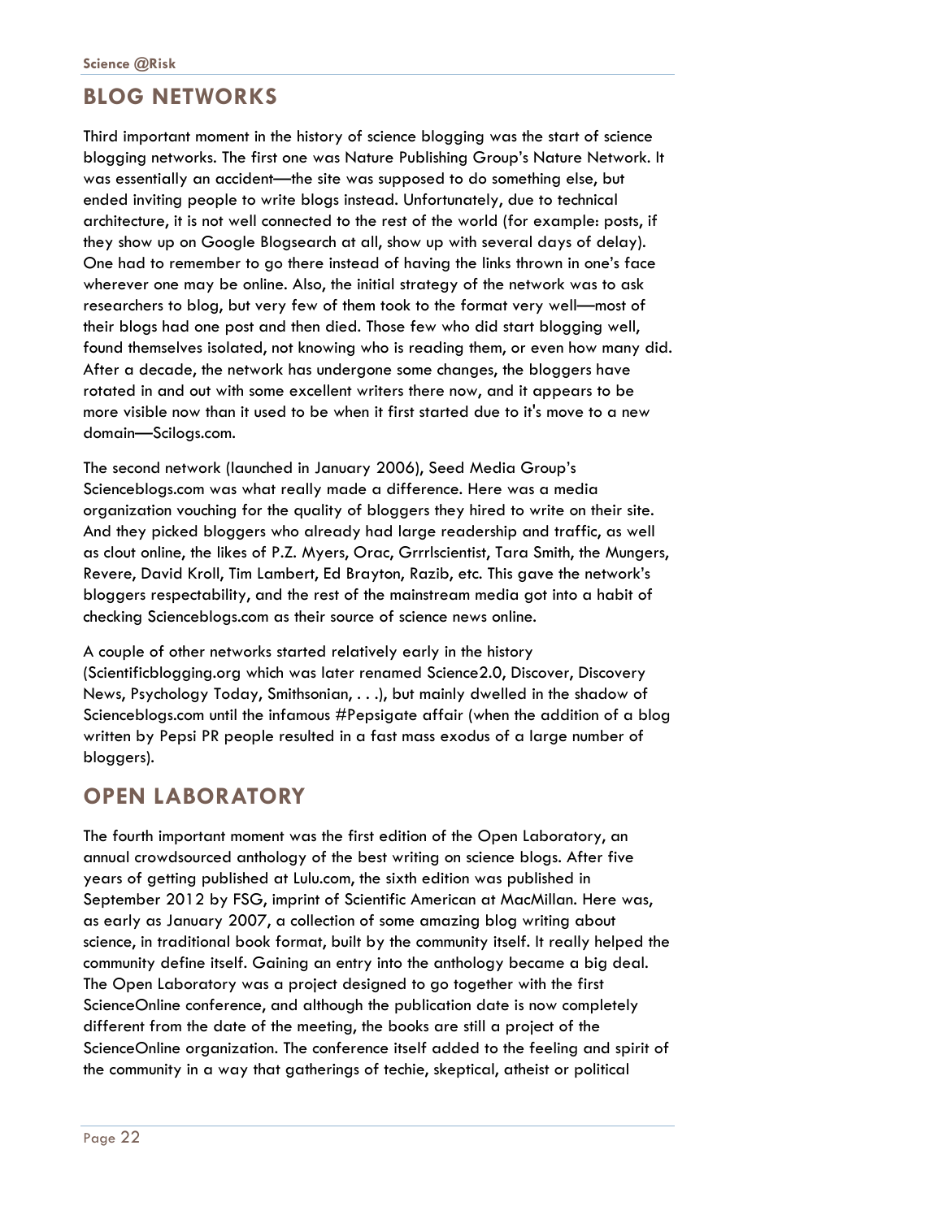## BLOG NETWORKS

Third important moment in the history of science blogging was the start of science blogging networks. The first one was Nature Publishing Group's Nature Network. It was essentially an accident—the site was supposed to do something else, but ended inviting people to write blogs instead. Unfortunately, due to technical architecture, it is not well connected to the rest of the world (for example: posts, if they show up on Google Blogsearch at all, show up with several days of delay). One had to remember to go there instead of having the links thrown in one's face wherever one may be online. Also, the initial strategy of the network was to ask researchers to blog, but very few of them took to the format very well—most of their blogs had one post and then died. Those few who did start blogging well, found themselves isolated, not knowing who is reading them, or even how many did. After a decade, the network has undergone some changes, the bloggers have rotated in and out with some excellent writers there now, and it appears to be more visible now than it used to be when it first started due to it's move to a new domain—Scilogs.com.

The second network (launched in January 2006), Seed Media Group's Scienceblogs.com was what really made a difference. Here was a media organization vouching for the quality of bloggers they hired to write on their site. And they picked bloggers who already had large readership and traffic, as well as clout online, the likes of P.Z. Myers, Orac, Grrrlscientist, Tara Smith, the Mungers, Revere, David Kroll, Tim Lambert, Ed Brayton, Razib, etc. This gave the network's bloggers respectability, and the rest of the mainstream media got into a habit of checking Scienceblogs.com as their source of science news online.

A couple of other networks started relatively early in the history (Scientificblogging.org which was later renamed Science2.0, Discover, Discovery News, Psychology Today, Smithsonian, . . .), but mainly dwelled in the shadow of Scienceblogs.com until the infamous #Pepsigate affair (when the addition of a blog written by Pepsi PR people resulted in a fast mass exodus of a large number of bloggers).

## OPEN LABORATORY

The fourth important moment was the first edition of the Open Laboratory, an annual crowdsourced anthology of the best writing on science blogs. After five years of getting published at Lulu.com, the sixth edition was published in September 2012 by FSG, imprint of Scientific American at MacMillan. Here was, as early as January 2007, a collection of some amazing blog writing about science, in traditional book format, built by the community itself. It really helped the community define itself. Gaining an entry into the anthology became a big deal. The Open Laboratory was a project designed to go together with the first ScienceOnline conference, and although the publication date is now completely different from the date of the meeting, the books are still a project of the ScienceOnline organization. The conference itself added to the feeling and spirit of the community in a way that gatherings of techie, skeptical, atheist or political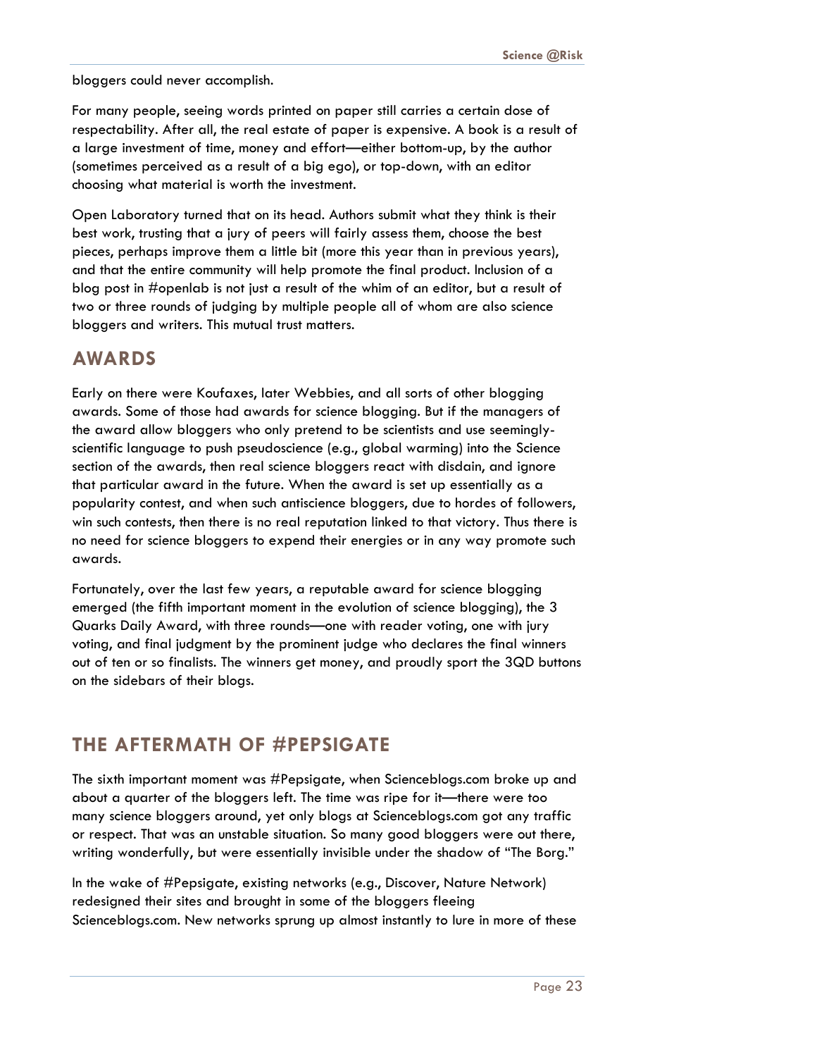bloggers could never accomplish.

For many people, seeing words printed on paper still carries a certain dose of respectability. After all, the real estate of paper is expensive. A book is a result of a large investment of time, money and effort—either bottom-up, by the author (sometimes perceived as a result of a big ego), or top-down, with an editor choosing what material is worth the investment.

Open Laboratory turned that on its head. Authors submit what they think is their best work, trusting that a jury of peers will fairly assess them, choose the best pieces, perhaps improve them a little bit (more this year than in previous years), and that the entire community will help promote the final product. Inclusion of a blog post in #openlab is not just a result of the whim of an editor, but a result of two or three rounds of judging by multiple people all of whom are also science bloggers and writers. This mutual trust matters.

## AWARDS

Early on there were Koufaxes, later Webbies, and all sorts of other blogging awards. Some of those had awards for science blogging. But if the managers of the award allow bloggers who only pretend to be scientists and use seemingly-scientific language to push pseudoscience (e.g., global warming) into the Science section of the awards, then real science bloggers react with disdain, and ignore that particular award in the future. When the award is set up essentially as a popularity contest, and when such antiscience bloggers, due to hordes of followers, win such contests, then there is no real reputation linked to that victory. Thus there is no need for science bloggers to expend their energies or in any way promote such awards.

Fortunately, over the last few years, a reputable award for science blogging emerged (the fifth important moment in the evolution of science blogging), the 3 Quarks Daily Award, with three rounds—one with reader voting, one with jury voting, and final judgment by the prominent judge who declares the final winners out of ten or so finalists. The winners get money, and proudly sport the 3QD buttons on the sidebars of their blogs.

## THE AFTERMATH OF #PEPSIGATE

The sixth important moment was #Pepsigate, when Scienceblogs.com broke up and about a quarter of the bloggers left. The time was ripe for it—there were too many science bloggers around, yet only blogs at Scienceblogs.com got any traffic or respect. That was an unstable situation. So many good bloggers were out there, writing wonderfully, but were essentially invisible under the shadow of "The Borg."

In the wake of #Pepsigate, existing networks (e.g., Discover, Nature Network) redesigned their sites and brought in some of the bloggers fleeing Scienceblogs.com. New networks sprung up almost instantly to lure in more of these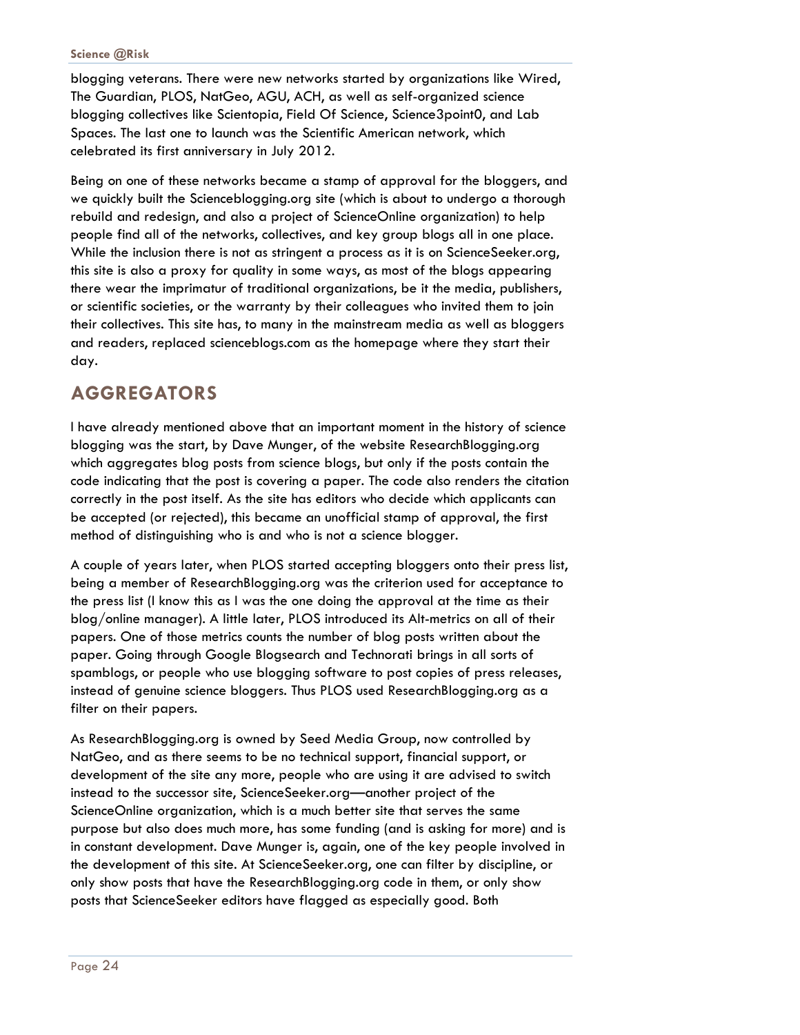blogging veterans. There were new networks started by organizations like Wired, The Guardian, PLOS, NatGeo, AGU, ACH, as well as self-organized science blogging collectives like Scientopia, Field Of Science, Science3point0, and Lab Spaces. The last one to launch was the Scientific American network, which celebrated its first anniversary in July 2012.

Being on one of these networks became a stamp of approval for the bloggers, and we quickly built the Scienceblogging.org site (which is about to undergo a thorough rebuild and redesign, and also a project of ScienceOnline organization) to help people find all of the networks, collectives, and key group blogs all in one place. While the inclusion there is not as stringent a process as it is on ScienceSeeker.org, this site is also a proxy for quality in some ways, as most of the blogs appearing there wear the imprimatur of traditional organizations, be it the media, publishers, or scientific societies, or the warranty by their colleagues who invited them to join their collectives. This site has, to many in the mainstream media as well as bloggers and readers, replaced scienceblogs.com as the homepage where they start their day.

## AGGREGATORS

I have already mentioned above that an important moment in the history of science blogging was the start, by Dave Munger, of the website ResearchBlogging.org which aggregates blog posts from science blogs, but only if the posts contain the code indicating that the post is covering a paper. The code also renders the citation correctly in the post itself. As the site has editors who decide which applicants can be accepted (or rejected), this became an unofficial stamp of approval, the first method of distinguishing who is and who is not a science blogger.

A couple of years later, when PLOS started accepting bloggers onto their press list, being a member of ResearchBlogging.org was the criterion used for acceptance to the press list (I know this as I was the one doing the approval at the time as their blog/online manager). A little later, PLOS introduced its Alt-metrics on all of their papers. One of those metrics counts the number of blog posts written about the paper. Going through Google Blogsearch and Technorati brings in all sorts of spamblogs, or people who use blogging software to post copies of press releases, instead of genuine science bloggers. Thus PLOS used ResearchBlogging.org as a filter on their papers.

As ResearchBlogging.org is owned by Seed Media Group, now controlled by NatGeo, and as there seems to be no technical support, financial support, or development of the site any more, people who are using it are advised to switch instead to the successor site, ScienceSeeker.org—another project of the ScienceOnline organization, which is a much better site that serves the same purpose but also does much more, has some funding (and is asking for more) and is in constant development. Dave Munger is, again, one of the key people involved in the development of this site. At ScienceSeeker.org, one can filter by discipline, or only show posts that have the ResearchBlogging.org code in them, or only show posts that ScienceSeeker editors have flagged as especially good. Both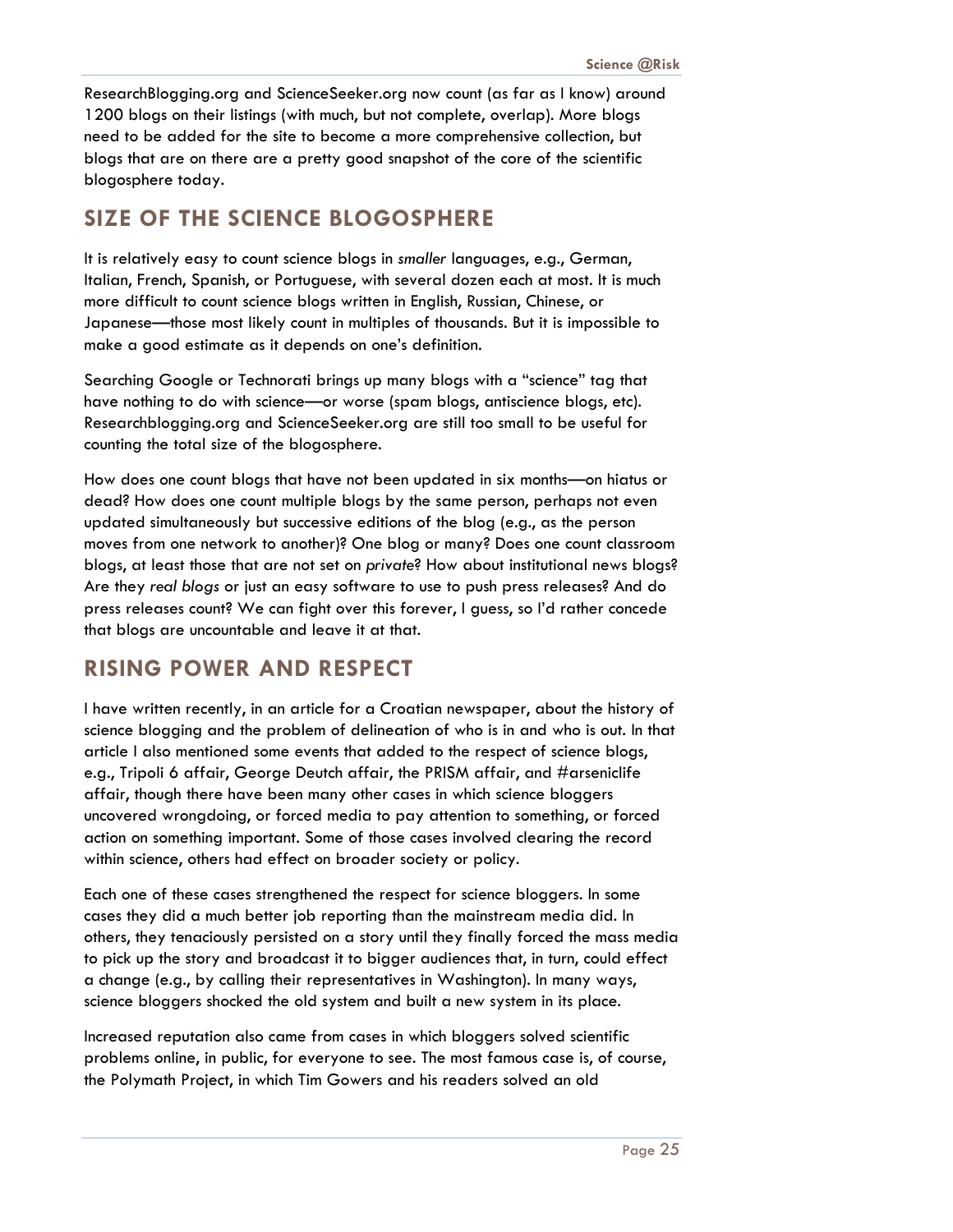ResearchBlogging.org and ScienceSeeker.org now count (as far as I know) around 1200 blogs on their listings (with much, but not complete, overlap). More blogs need to be added for the site to become a more comprehensive collection, but blogs that are on there are a pretty good snapshot of the core of the scientific blogosphere today.

## SIZE OF THE SCIENCE BLOGOSPHERE

It is relatively easy to count science blogs in *smaller* languages, e.g., German, Italian, French, Spanish, or Portuguese, with several dozen each at most. It is much more difficult to count science blogs written in English, Russian, Chinese, or Japanese—those most likely count in multiples of thousands. But it is impossible to make a good estimate as it depends on one's definition.

Searching Google or Technorati brings up many blogs with a "science" tag that have nothing to do with science—or worse (spam blogs, antiscience blogs, etc). Researchblogging.org and ScienceSeeker.org are still too small to be useful for counting the total size of the blogosphere.

How does one count blogs that have not been updated in six months—on hiatus or dead? How does one count multiple blogs by the same person, perhaps not even updated simultaneously but successive editions of the blog (e.g., as the person moves from one network to another)? One blog or many? Does one count classroom blogs, at least those that are not set on *private*? How about institutional news blogs? Are they *real blogs* or just an easy software to use to push press releases? And do press releases count? We can fight over this forever, I guess, so I'd rather concede that blogs are uncountable and leave it at that.

## RISING POWER AND RESPECT

I have written recently, in an article for a Croatian newspaper, about the history of science blogging and the problem of delineation of who is in and who is out. In that article I also mentioned some events that added to the respect of science blogs, e.g., Tripoli 6 affair, George Deutch affair, the PRISM affair, and #arseniclife affair, though there have been many other cases in which science bloggers uncovered wrongdoing, or forced media to pay attention to something, or forced action on something important. Some of those cases involved clearing the record within science, others had effect on broader society or policy.

Each one of these cases strengthened the respect for science bloggers. In some cases they did a much better job reporting than the mainstream media did. In others, they tenaciously persisted on a story until they finally forced the mass media to pick up the story and broadcast it to bigger audiences that, in turn, could effect a change (e.g., by calling their representatives in Washington). In many ways, science bloggers shocked the old system and built a new system in its place.

Increased reputation also came from cases in which bloggers solved scientific problems online, in public, for everyone to see. The most famous case is, of course, the Polymath Project, in which Tim Gowers and his readers solved an old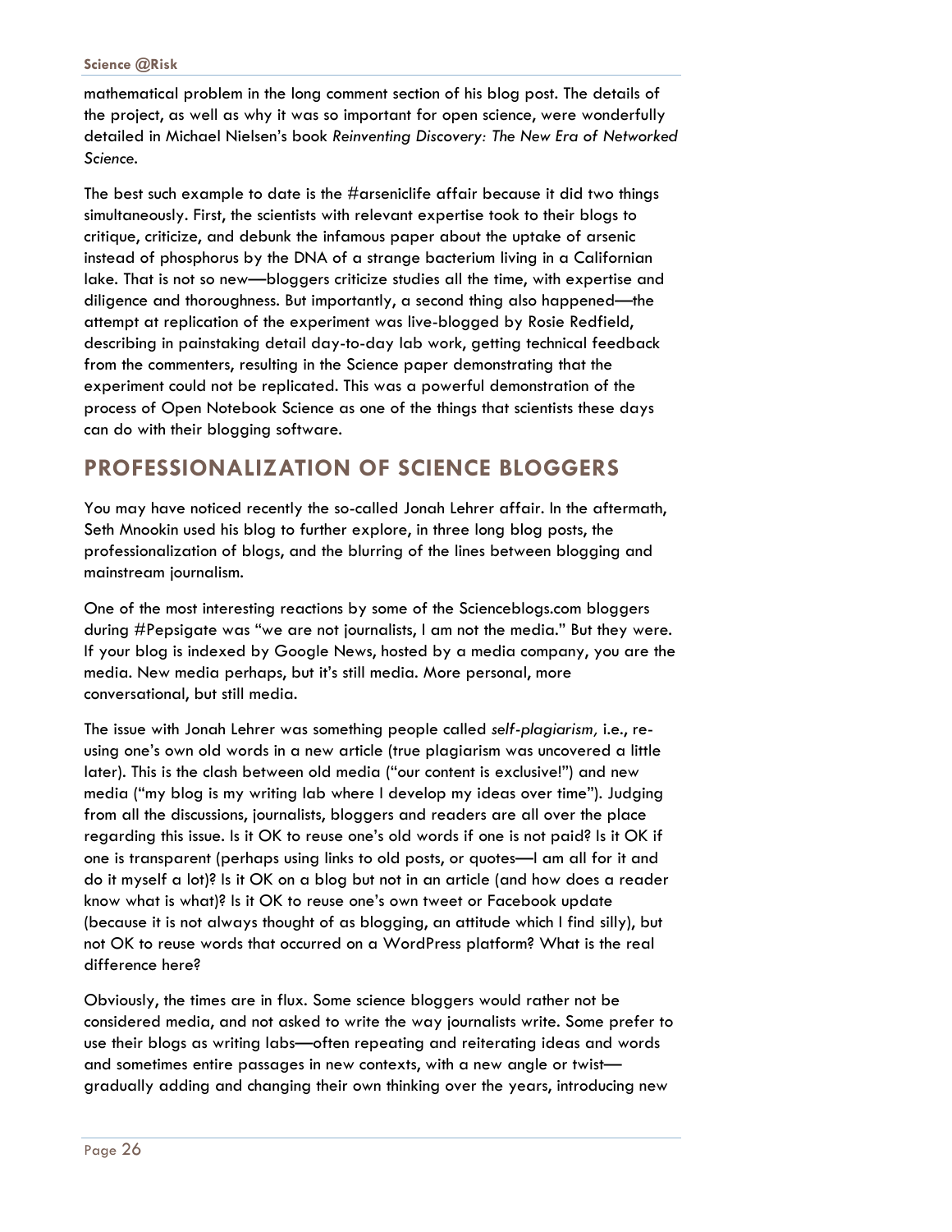mathematical problem in the long comment section of his blog post. The details of the project, as well as why it was so important for open science, were wonderfully detailed in Michael Nielsen's book *Reinventing Discovery: The New Era of Networked Science.*

The best such example to date is the #arseniclife affair because it did two things simultaneously. First, the scientists with relevant expertise took to their blogs to critique, criticize, and debunk the infamous paper about the uptake of arsenic instead of phosphorus by the DNA of a strange bacterium living in a Californian lake. That is not so new—bloggers criticize studies all the time, with expertise and diligence and thoroughness. But importantly, a second thing also happened—the attempt at replication of the experiment was live-blogged by Rosie Redfield, describing in painstaking detail day-to-day lab work, getting technical feedback from the commenters, resulting in the Science paper demonstrating that the experiment could not be replicated. This was a powerful demonstration of the process of Open Notebook Science as one of the things that scientists these days can do with their blogging software.

## PROFESSIONALIZATION OF SCIENCE BLOGGERS

You may have noticed recently the so-called Jonah Lehrer affair. In the aftermath, Seth Mnookin used his blog to further explore, in three long blog posts, the professionalization of blogs, and the blurring of the lines between blogging and mainstream journalism.

One of the most interesting reactions by some of the Scienceblogs.com bloggers during #Pepsigate was "we are not journalists, I am not the media." But they were. If your blog is indexed by Google News, hosted by a media company, you are the media. New media perhaps, but it's still media. More personal, more conversational, but still media.

The issue with Jonah Lehrer was something people called *self-plagiarism,* i.e., re-using one's own old words in a new article (true plagiarism was uncovered a little later). This is the clash between old media ("our content is exclusive!") and new media ("my blog is my writing lab where I develop my ideas over time"). Judging from all the discussions, journalists, bloggers and readers are all over the place regarding this issue. Is it OK to reuse one's old words if one is not paid? Is it OK if one is transparent (perhaps using links to old posts, or quotes—I am all for it and do it myself a lot)? Is it OK on a blog but not in an article (and how does a reader know what is what)? Is it OK to reuse one's own tweet or Facebook update (because it is not always thought of as blogging, an attitude which I find silly), but not OK to reuse words that occurred on a WordPress platform? What is the real difference here?

Obviously, the times are in flux. Some science bloggers would rather not be considered media, and not asked to write the way journalists write. Some prefer to use their blogs as writing labs—often repeating and reiterating ideas and words and sometimes entire passages in new contexts, with a new angle or twist—gradually adding and changing their own thinking over the years, introducing new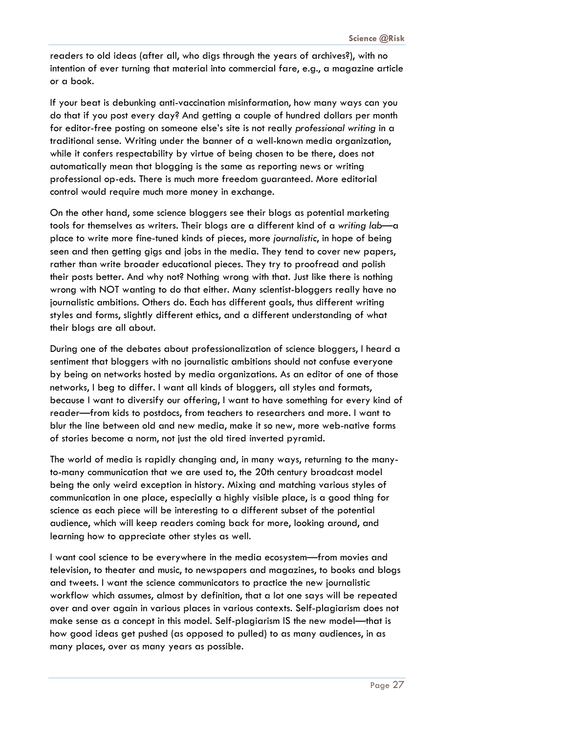readers to old ideas (after all, who digs through the years of archives?), with no intention of ever turning that material into commercial fare, e.g., a magazine article or a book.

If your beat is debunking anti-vaccination misinformation, how many ways can you do that if you post every day? And getting a couple of hundred dollars per month for editor-free posting on someone else's site is not really *professional writing* in a traditional sense. Writing under the banner of a well-known media organization, while it confers respectability by virtue of being chosen to be there, does not automatically mean that blogging is the same as reporting news or writing professional op-eds. There is much more freedom guaranteed. More editorial control would require much more money in exchange.

On the other hand, some science bloggers see their blogs as potential marketing tools for themselves as writers. Their blogs are a different kind of a *writing lab*—a place to write more fine-tuned kinds of pieces, more *journalistic*, in hope of being seen and then getting gigs and jobs in the media. They tend to cover new papers, rather than write broader educational pieces. They try to proofread and polish their posts better. And why not? Nothing wrong with that. Just like there is nothing wrong with NOT wanting to do that either. Many scientist-bloggers really have no journalistic ambitions. Others do. Each has different goals, thus different writing styles and forms, slightly different ethics, and a different understanding of what their blogs are all about.

During one of the debates about professionalization of science bloggers, I heard a sentiment that bloggers with no journalistic ambitions should not confuse everyone by being on networks hosted by media organizations. As an editor of one of those networks, I beg to differ. I want all kinds of bloggers, all styles and formats, because I want to diversify our offering, I want to have something for every kind of reader—from kids to postdocs, from teachers to researchers and more. I want to blur the line between old and new media, make it so new, more web-native forms of stories become a norm, not just the old tired inverted pyramid.

The world of media is rapidly changing and, in many ways, returning to the many-to-many communication that we are used to, the 20th century broadcast model being the only weird exception in history. Mixing and matching various styles of communication in one place, especially a highly visible place, is a good thing for science as each piece will be interesting to a different subset of the potential audience, which will keep readers coming back for more, looking around, and learning how to appreciate other styles as well.

I want cool science to be everywhere in the media ecosystem—from movies and television, to theater and music, to newspapers and magazines, to books and blogs and tweets. I want the science communicators to practice the new journalistic workflow which assumes, almost by definition, that a lot one says will be repeated over and over again in various places in various contexts. Self-plagiarism does not make sense as a concept in this model. Self-plagiarism IS the new model—that is how good ideas get pushed (as opposed to pulled) to as many audiences, in as many places, over as many years as possible.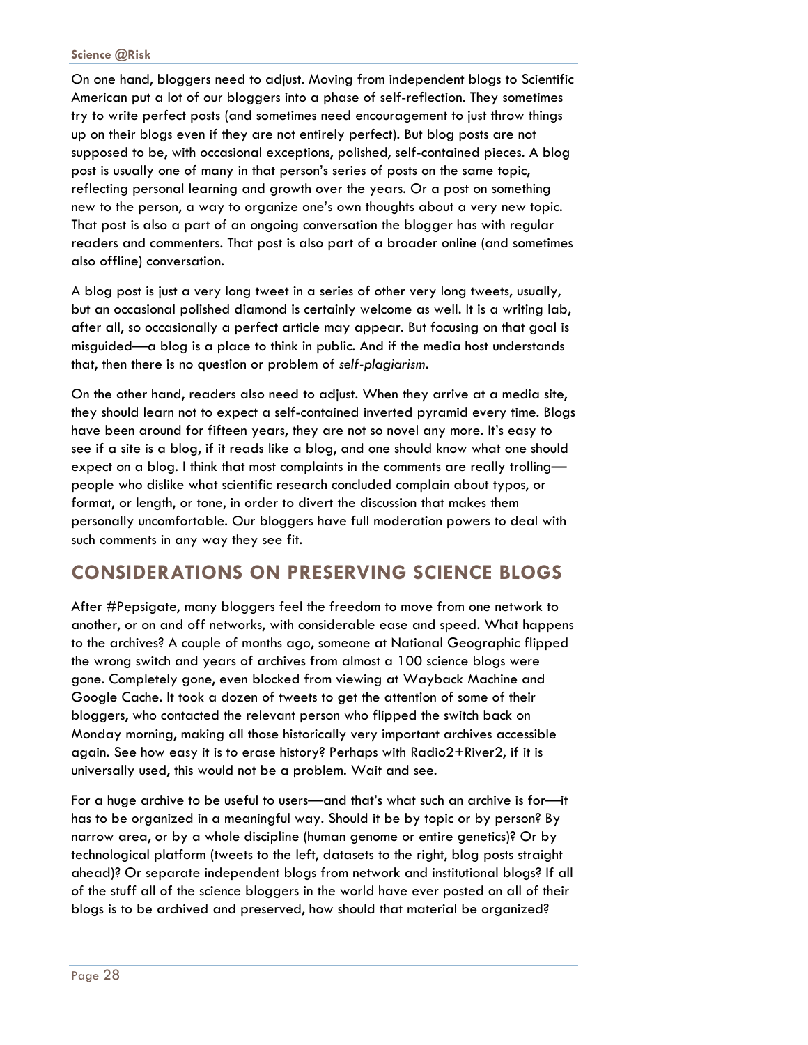On one hand, bloggers need to adjust. Moving from independent blogs to Scientific American put a lot of our bloggers into a phase of self-reflection. They sometimes try to write perfect posts (and sometimes need encouragement to just throw things up on their blogs even if they are not entirely perfect). But blog posts are not supposed to be, with occasional exceptions, polished, self-contained pieces. A blog post is usually one of many in that person's series of posts on the same topic, reflecting personal learning and growth over the years. Or a post on something new to the person, a way to organize one's own thoughts about a very new topic. That post is also a part of an ongoing conversation the blogger has with regular readers and commenters. That post is also part of a broader online (and sometimes also offline) conversation.

A blog post is just a very long tweet in a series of other very long tweets, usually, but an occasional polished diamond is certainly welcome as well. It is a writing lab, after all, so occasionally a perfect article may appear. But focusing on that goal is misguided—a blog is a place to think in public. And if the media host understands that, then there is no question or problem of *self-plagiarism*.

On the other hand, readers also need to adjust. When they arrive at a media site, they should learn not to expect a self-contained inverted pyramid every time. Blogs have been around for fifteen years, they are not so novel any more. It's easy to see if a site is a blog, if it reads like a blog, and one should know what one should expect on a blog. I think that most complaints in the comments are really trolling—people who dislike what scientific research concluded complain about typos, or format, or length, or tone, in order to divert the discussion that makes them personally uncomfortable. Our bloggers have full moderation powers to deal with such comments in any way they see fit.

## CONSIDERATIONS ON PRESERVING SCIENCE BLOGS

After #Pepsigate, many bloggers feel the freedom to move from one network to another, or on and off networks, with considerable ease and speed. What happens to the archives? A couple of months ago, someone at National Geographic flipped the wrong switch and years of archives from almost a 100 science blogs were gone. Completely gone, even blocked from viewing at Wayback Machine and Google Cache. It took a dozen of tweets to get the attention of some of their bloggers, who contacted the relevant person who flipped the switch back on Monday morning, making all those historically very important archives accessible again. See how easy it is to erase history? Perhaps with Radio2+River2, if it is universally used, this would not be a problem. Wait and see.

For a huge archive to be useful to users—and that's what such an archive is for—it has to be organized in a meaningful way. Should it be by topic or by person? By narrow area, or by a whole discipline (human genome or entire genetics)? Or by technological platform (tweets to the left, datasets to the right, blog posts straight ahead)? Or separate independent blogs from network and institutional blogs? If all of the stuff all of the science bloggers in the world have ever posted on all of their blogs is to be archived and preserved, how should that material be organized?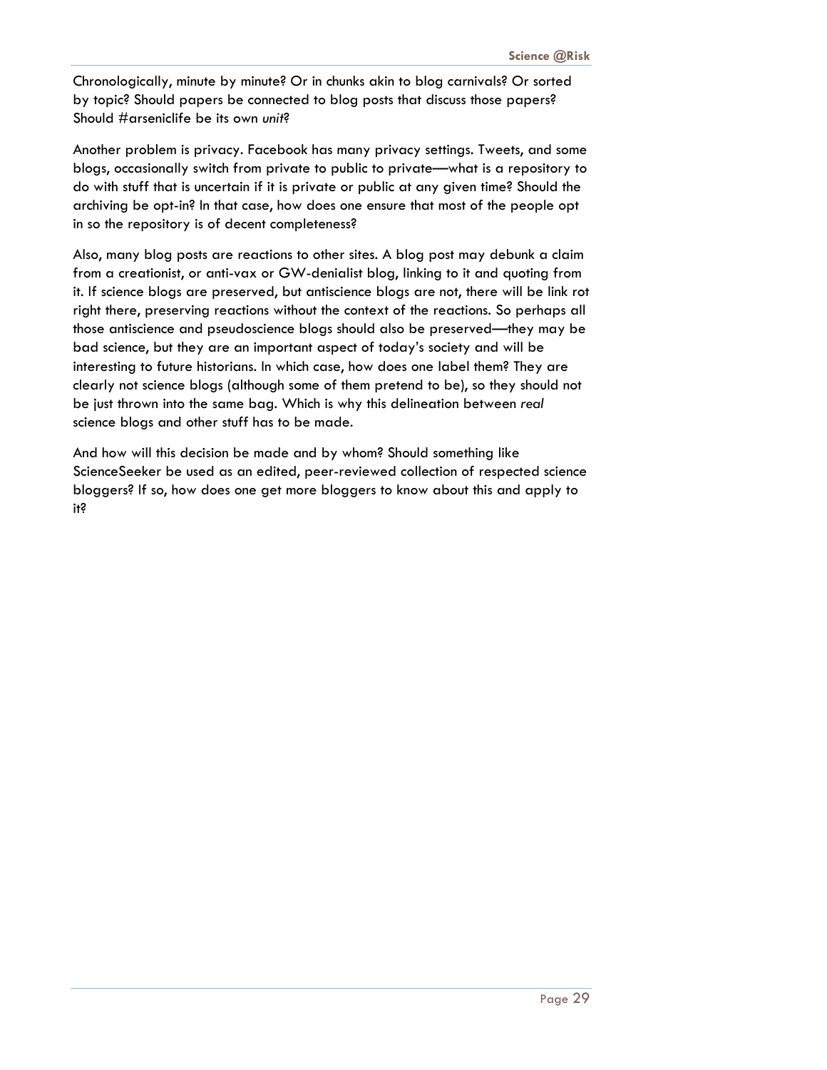Chronologically, minute by minute? Or in chunks akin to blog carnivals? Or sorted by topic? Should papers be connected to blog posts that discuss those papers? Should #arseniclife be its own *unit*?

Another problem is privacy. Facebook has many privacy settings. Tweets, and some blogs, occasionally switch from private to public to private—what is a repository to do with stuff that is uncertain if it is private or public at any given time? Should the archiving be opt-in? In that case, how does one ensure that most of the people opt in so the repository is of decent completeness?

Also, many blog posts are reactions to other sites. A blog post may debunk a claim from a creationist, or anti-vax or GW-denialist blog, linking to it and quoting from it. If science blogs are preserved, but antiscience blogs are not, there will be link rot right there, preserving reactions without the context of the reactions. So perhaps all those antiscience and pseudoscience blogs should also be preserved—they may be bad science, but they are an important aspect of today's society and will be interesting to future historians. In which case, how does one label them? They are clearly not science blogs (although some of them pretend to be), so they should not be just thrown into the same bag. Which is why this delineation between *real* science blogs and other stuff has to be made.

And how will this decision be made and by whom? Should something like ScienceSeeker be used as an edited, peer-reviewed collection of respected science bloggers? If so, how does one get more bloggers to know about this and apply to it?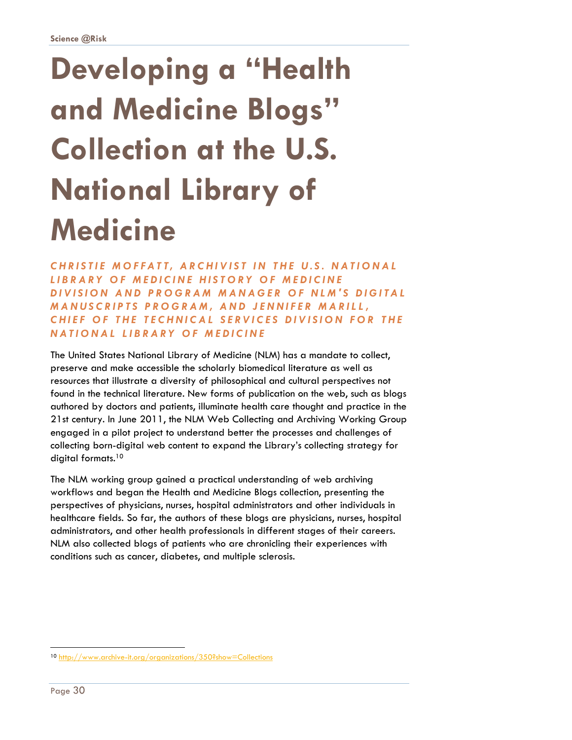# Developing a "Health and Medicine Blogs" Collection at the U.S. National Library of Medicine

***CHRISTIE MOFFATT, ARCHIVIST IN THE U.S. NATIONAL LIBRARY OF MEDICINE HISTORY OF MEDICINE DIVISION AND PROGRAM MANAGER OF NLM'S DIGITAL MANUSCRIPTS PROGRAM, AND JENNIFER MARILL, CHIEF OF THE TECHNICAL SERVICES DIVISION FOR THE NATIONAL LIBRARY OF MEDICINE***

The United States National Library of Medicine (NLM) has a mandate to collect, preserve and make accessible the scholarly biomedical literature as well as resources that illustrate a diversity of philosophical and cultural perspectives not found in the technical literature. New forms of publication on the web, such as blogs authored by doctors and patients, illuminate health care thought and practice in the 21st century. In June 2011, the NLM Web Collecting and Archiving Working Group engaged in a pilot project to understand better the processes and challenges of collecting born-digital web content to expand the Library's collecting strategy for digital formats.[10]

The NLM working group gained a practical understanding of web archiving workflows and began the Health and Medicine Blogs collection, presenting the perspectives of physicians, nurses, hospital administrators and other individuals in healthcare fields. So far, the authors of these blogs are physicians, nurses, hospital administrators, and other health professionals in different stages of their careers. NLM also collected blogs of patients who are chronicling their experiences with conditions such as cancer, diabetes, and multiple sclerosis.

[10] http://www.archive-it.org/organizations/350?show=Collections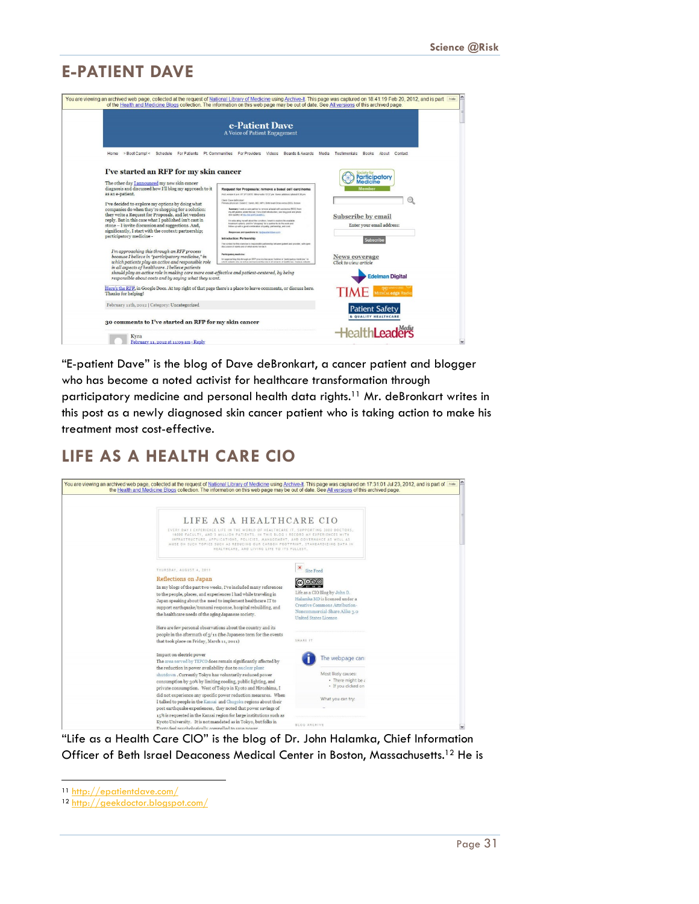## E-PATIENT DAVE

"E-patient Dave" is the blog of Dave deBronkart, a cancer patient and blogger who has become a noted activist for healthcare transformation through participatory medicine and personal health data rights.[11] Mr. deBronkart writes in this post as a newly diagnosed skin cancer patient who is taking action to make his treatment most cost-effective.

## LIFE AS A HEALTH CARE CIO

"Life as a Health Care CIO" is the blog of Dr. John Halamka, Chief Information Officer of Beth Israel Deaconess Medical Center in Boston, Massachusetts.[12] He is

---

[11] http://epatientdave.com/

[12] http://geekdoctor.blogspot.com/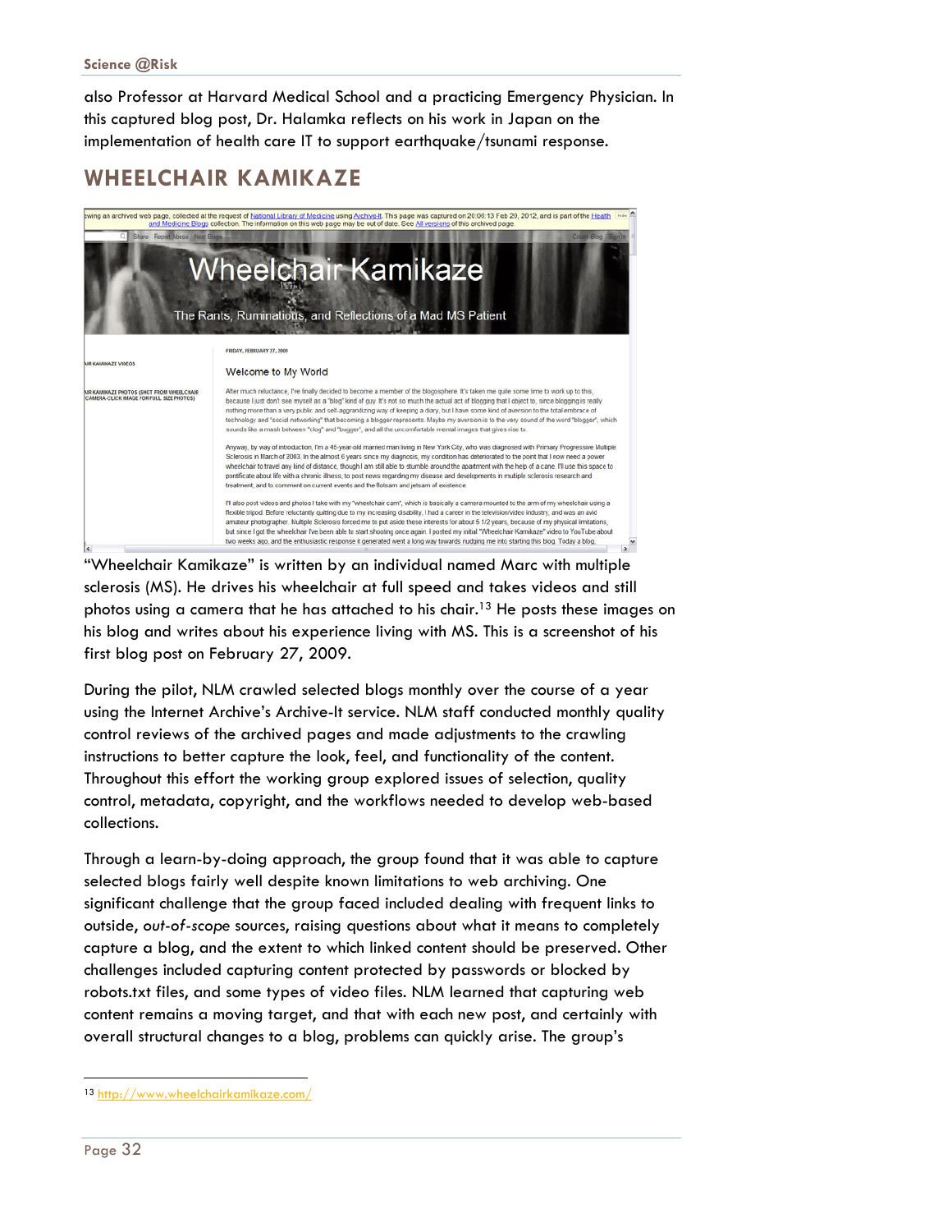also Professor at Harvard Medical School and a practicing Emergency Physician. In this captured blog post, Dr. Halamka reflects on his work in Japan on the implementation of health care IT to support earthquake/tsunami response.

## WHEELCHAIR KAMIKAZE

"Wheelchair Kamikaze" is written by an individual named Marc with multiple sclerosis (MS). He drives his wheelchair at full speed and takes videos and still photos using a camera that he has attached to his chair.[13] He posts these images on his blog and writes about his experience living with MS. This is a screenshot of his first blog post on February 27, 2009.

During the pilot, NLM crawled selected blogs monthly over the course of a year using the Internet Archive's Archive-It service. NLM staff conducted monthly quality control reviews of the archived pages and made adjustments to the crawling instructions to better capture the look, feel, and functionality of the content. Throughout this effort the working group explored issues of selection, quality control, metadata, copyright, and the workflows needed to develop web-based collections.

Through a learn-by-doing approach, the group found that it was able to capture selected blogs fairly well despite known limitations to web archiving. One significant challenge that the group faced included dealing with frequent links to outside, *out-of-scope* sources, raising questions about what it means to completely capture a blog, and the extent to which linked content should be preserved. Other challenges included capturing content protected by passwords or blocked by robots.txt files, and some types of video files. NLM learned that capturing web content remains a moving target, and that with each new post, and certainly with overall structural changes to a blog, problems can quickly arise. The group's

---

[13] http://www.wheelchairkamikaze.com/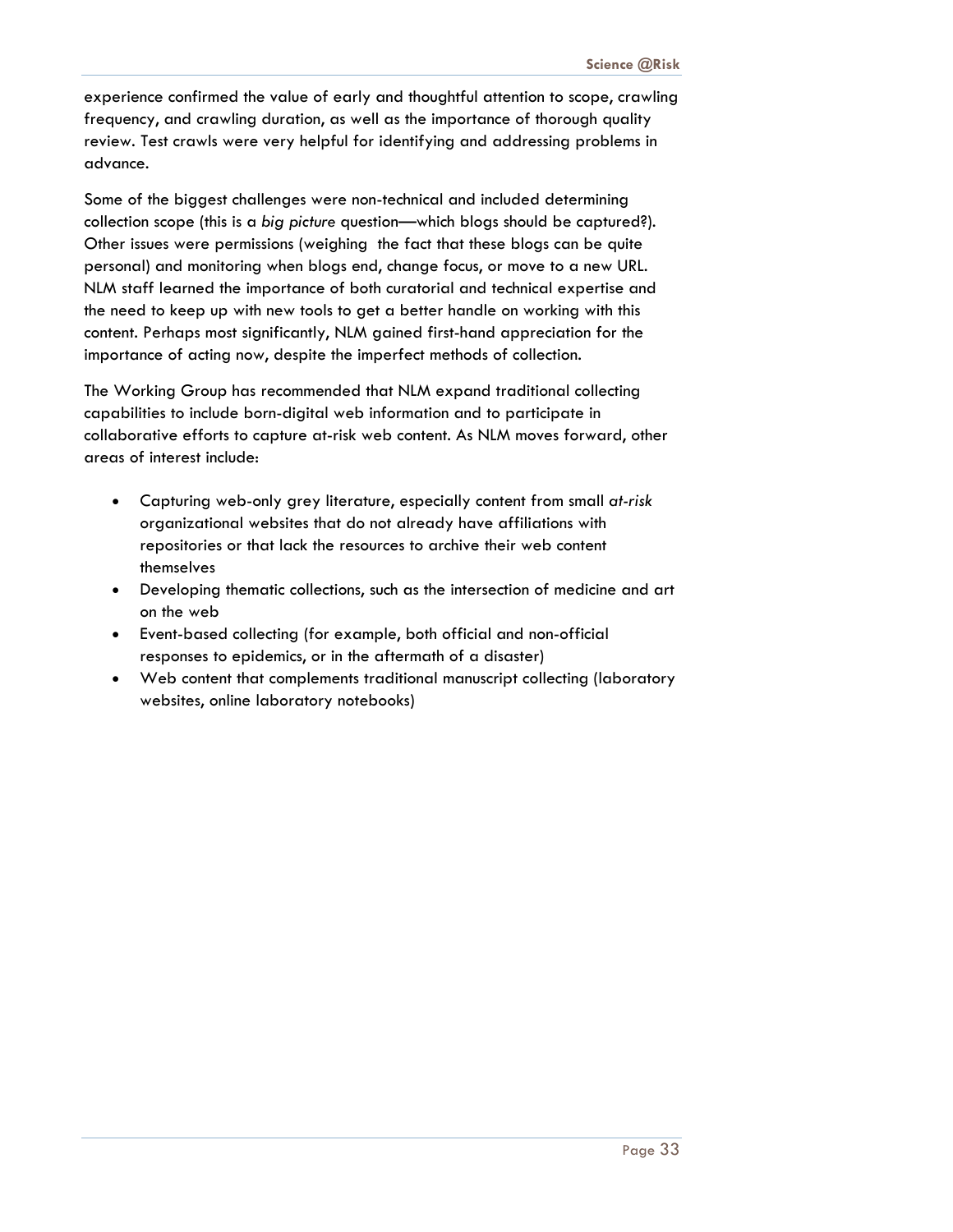experience confirmed the value of early and thoughtful attention to scope, crawling frequency, and crawling duration, as well as the importance of thorough quality review. Test crawls were very helpful for identifying and addressing problems in advance.

Some of the biggest challenges were non-technical and included determining collection scope (this is a *big picture* question—which blogs should be captured?). Other issues were permissions (weighing the fact that these blogs can be quite personal) and monitoring when blogs end, change focus, or move to a new URL. NLM staff learned the importance of both curatorial and technical expertise and the need to keep up with new tools to get a better handle on working with this content. Perhaps most significantly, NLM gained first-hand appreciation for the importance of acting now, despite the imperfect methods of collection.

The Working Group has recommended that NLM expand traditional collecting capabilities to include born-digital web information and to participate in collaborative efforts to capture at-risk web content. As NLM moves forward, other areas of interest include:

- Capturing web-only grey literature, especially content from small *at-risk* organizational websites that do not already have affiliations with repositories or that lack the resources to archive their web content themselves
- Developing thematic collections, such as the intersection of medicine and art on the web
- Event-based collecting (for example, both official and non-official responses to epidemics, or in the aftermath of a disaster)
- Web content that complements traditional manuscript collecting (laboratory websites, online laboratory notebooks)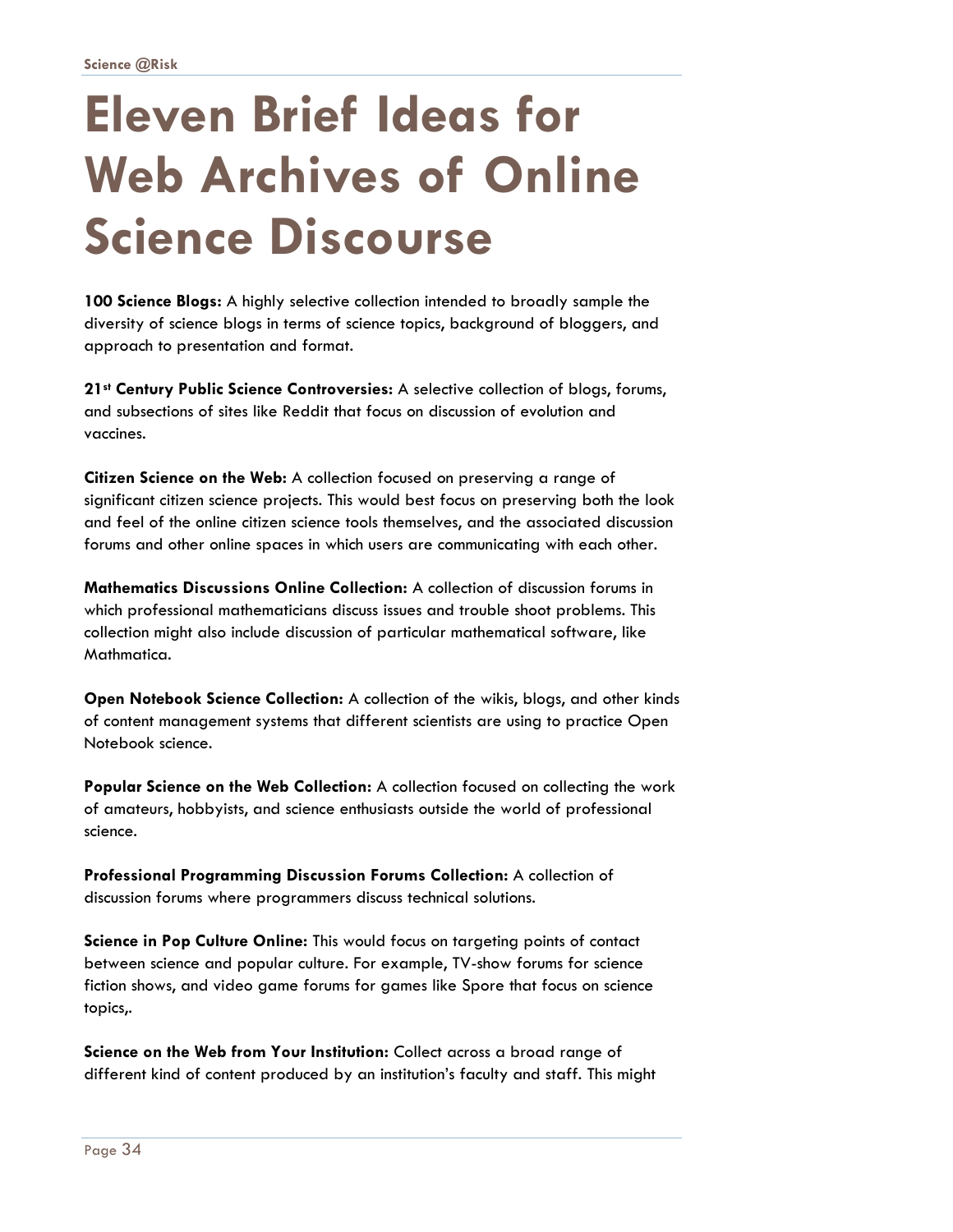# Eleven Brief Ideas for Web Archives of Online Science Discourse

**100 Science Blogs:** A highly selective collection intended to broadly sample the diversity of science blogs in terms of science topics, background of bloggers, and approach to presentation and format.

**21st Century Public Science Controversies:** A selective collection of blogs, forums, and subsections of sites like Reddit that focus on discussion of evolution and vaccines.

**Citizen Science on the Web:** A collection focused on preserving a range of significant citizen science projects. This would best focus on preserving both the look and feel of the online citizen science tools themselves, and the associated discussion forums and other online spaces in which users are communicating with each other.

**Mathematics Discussions Online Collection:** A collection of discussion forums in which professional mathematicians discuss issues and trouble shoot problems. This collection might also include discussion of particular mathematical software, like Mathmatica.

**Open Notebook Science Collection:** A collection of the wikis, blogs, and other kinds of content management systems that different scientists are using to practice Open Notebook science.

**Popular Science on the Web Collection:** A collection focused on collecting the work of amateurs, hobbyists, and science enthusiasts outside the world of professional science.

**Professional Programming Discussion Forums Collection:** A collection of discussion forums where programmers discuss technical solutions.

**Science in Pop Culture Online:** This would focus on targeting points of contact between science and popular culture. For example, TV-show forums for science fiction shows, and video game forums for games like Spore that focus on science topics,.

**Science on the Web from Your Institution:** Collect across a broad range of different kind of content produced by an institution's faculty and staff. This might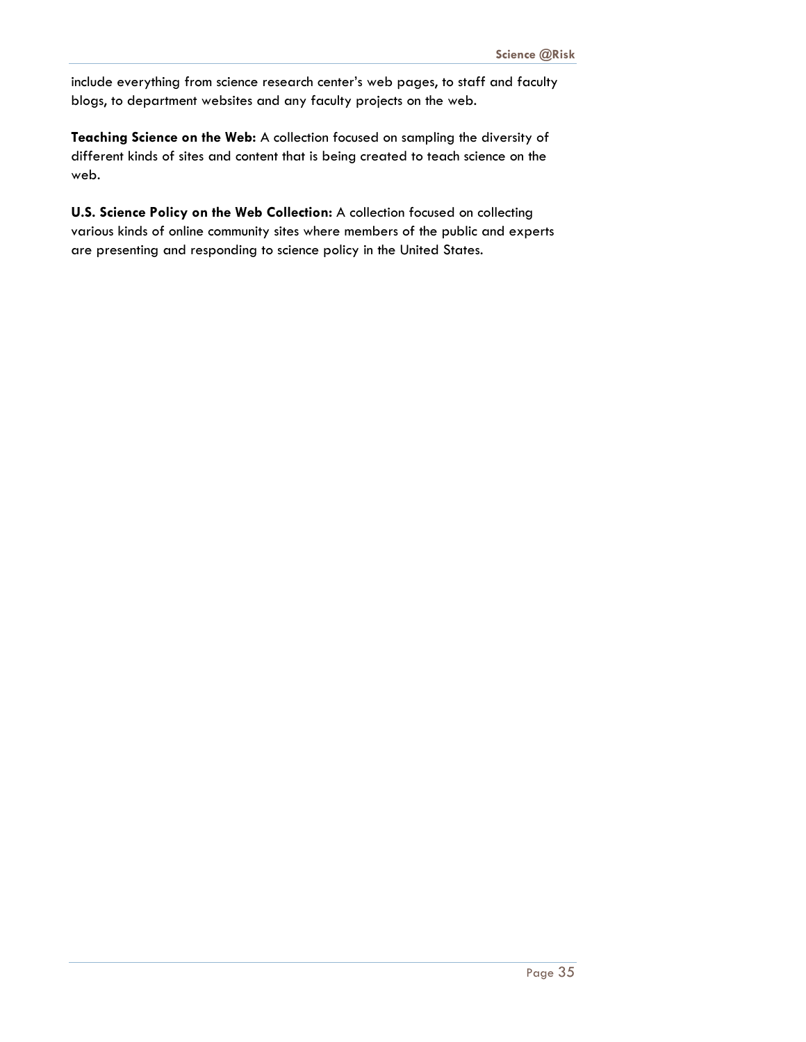include everything from science research center's web pages, to staff and faculty blogs, to department websites and any faculty projects on the web.

**Teaching Science on the Web:** A collection focused on sampling the diversity of different kinds of sites and content that is being created to teach science on the web.

**U.S. Science Policy on the Web Collection:** A collection focused on collecting various kinds of online community sites where members of the public and experts are presenting and responding to science policy in the United States.